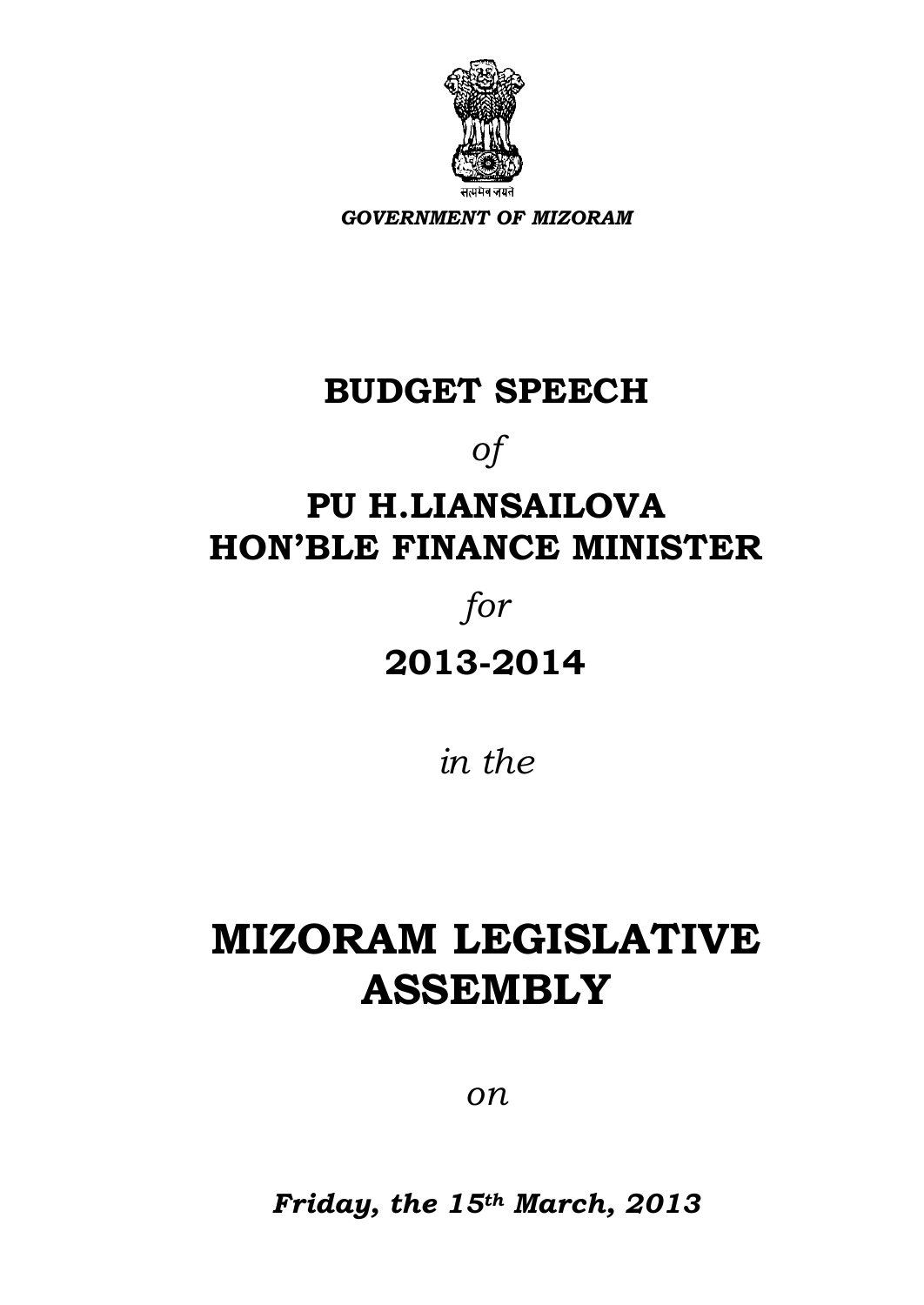सत्यमेव जयते

*GOVERNMENT OF MIZORAM*

# BUDGET SPEECH

*of*

# PU H.LIANSAILOVA HON'BLE FINANCE MINISTER

*for*

# 2013-2014

*in the*

# MIZORAM LEGISLATIVE ASSEMBLY

*on*

***Friday, the 15th March, 2013***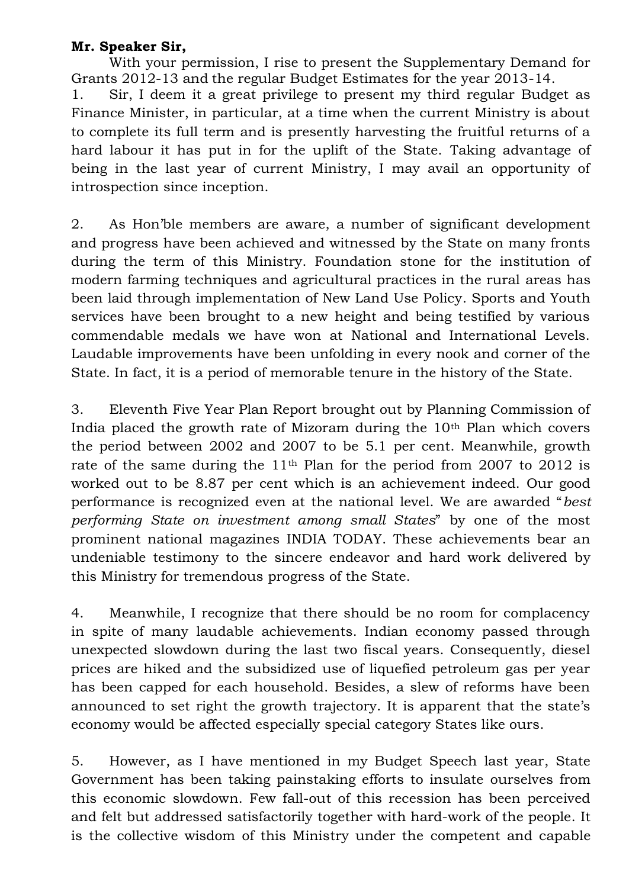**Mr. Speaker Sir,**

With your permission, I rise to present the Supplementary Demand for Grants 2012-13 and the regular Budget Estimates for the year 2013-14.

1. Sir, I deem it a great privilege to present my third regular Budget as Finance Minister, in particular, at a time when the current Ministry is about to complete its full term and is presently harvesting the fruitful returns of a hard labour it has put in for the uplift of the State. Taking advantage of being in the last year of current Ministry, I may avail an opportunity of introspection since inception.

2. As Hon'ble members are aware, a number of significant development and progress have been achieved and witnessed by the State on many fronts during the term of this Ministry. Foundation stone for the institution of modern farming techniques and agricultural practices in the rural areas has been laid through implementation of New Land Use Policy. Sports and Youth services have been brought to a new height and being testified by various commendable medals we have won at National and International Levels. Laudable improvements have been unfolding in every nook and corner of the State. In fact, it is a period of memorable tenure in the history of the State.

3. Eleventh Five Year Plan Report brought out by Planning Commission of India placed the growth rate of Mizoram during the 10th Plan which covers the period between 2002 and 2007 to be 5.1 per cent. Meanwhile, growth rate of the same during the 11th Plan for the period from 2007 to 2012 is worked out to be 8.87 per cent which is an achievement indeed. Our good performance is recognized even at the national level. We are awarded "*best performing State on investment among small States*" by one of the most prominent national magazines INDIA TODAY. These achievements bear an undeniable testimony to the sincere endeavor and hard work delivered by this Ministry for tremendous progress of the State.

4. Meanwhile, I recognize that there should be no room for complacency in spite of many laudable achievements. Indian economy passed through unexpected slowdown during the last two fiscal years. Consequently, diesel prices are hiked and the subsidized use of liquefied petroleum gas per year has been capped for each household. Besides, a slew of reforms have been announced to set right the growth trajectory. It is apparent that the state's economy would be affected especially special category States like ours.

5. However, as I have mentioned in my Budget Speech last year, State Government has been taking painstaking efforts to insulate ourselves from this economic slowdown. Few fall-out of this recession has been perceived and felt but addressed satisfactorily together with hard-work of the people. It is the collective wisdom of this Ministry under the competent and capable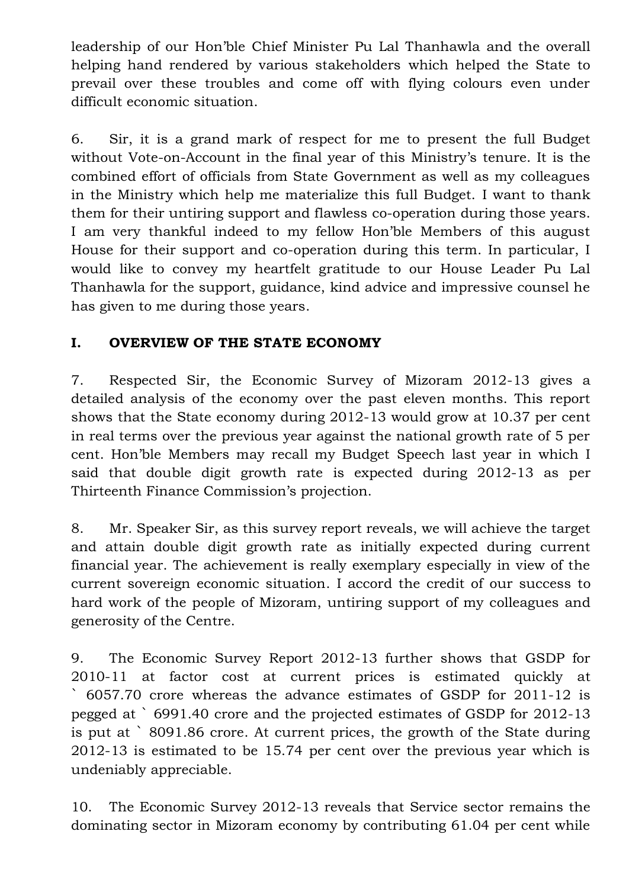leadership of our Hon'ble Chief Minister Pu Lal Thanhawla and the overall helping hand rendered by various stakeholders which helped the State to prevail over these troubles and come off with flying colours even under difficult economic situation.

6. Sir, it is a grand mark of respect for me to present the full Budget without Vote-on-Account in the final year of this Ministry's tenure. It is the combined effort of officials from State Government as well as my colleagues in the Ministry which help me materialize this full Budget. I want to thank them for their untiring support and flawless co-operation during those years. I am very thankful indeed to my fellow Hon'ble Members of this august House for their support and co-operation during this term. In particular, I would like to convey my heartfelt gratitude to our House Leader Pu Lal Thanhawla for the support, guidance, kind advice and impressive counsel he has given to me during those years.

## I. OVERVIEW OF THE STATE ECONOMY

7. Respected Sir, the Economic Survey of Mizoram 2012-13 gives a detailed analysis of the economy over the past eleven months. This report shows that the State economy during 2012-13 would grow at 10.37 per cent in real terms over the previous year against the national growth rate of 5 per cent. Hon'ble Members may recall my Budget Speech last year in which I said that double digit growth rate is expected during 2012-13 as per Thirteenth Finance Commission's projection.

8. Mr. Speaker Sir, as this survey report reveals, we will achieve the target and attain double digit growth rate as initially expected during current financial year. The achievement is really exemplary especially in view of the current sovereign economic situation. I accord the credit of our success to hard work of the people of Mizoram, untiring support of my colleagues and generosity of the Centre.

9. The Economic Survey Report 2012-13 further shows that GSDP for 2010-11 at factor cost at current prices is estimated quickly at ` 6057.70 crore whereas the advance estimates of GSDP for 2011-12 is pegged at ` 6991.40 crore and the projected estimates of GSDP for 2012-13 is put at ` 8091.86 crore. At current prices, the growth of the State during 2012-13 is estimated to be 15.74 per cent over the previous year which is undeniably appreciable.

10. The Economic Survey 2012-13 reveals that Service sector remains the dominating sector in Mizoram economy by contributing 61.04 per cent while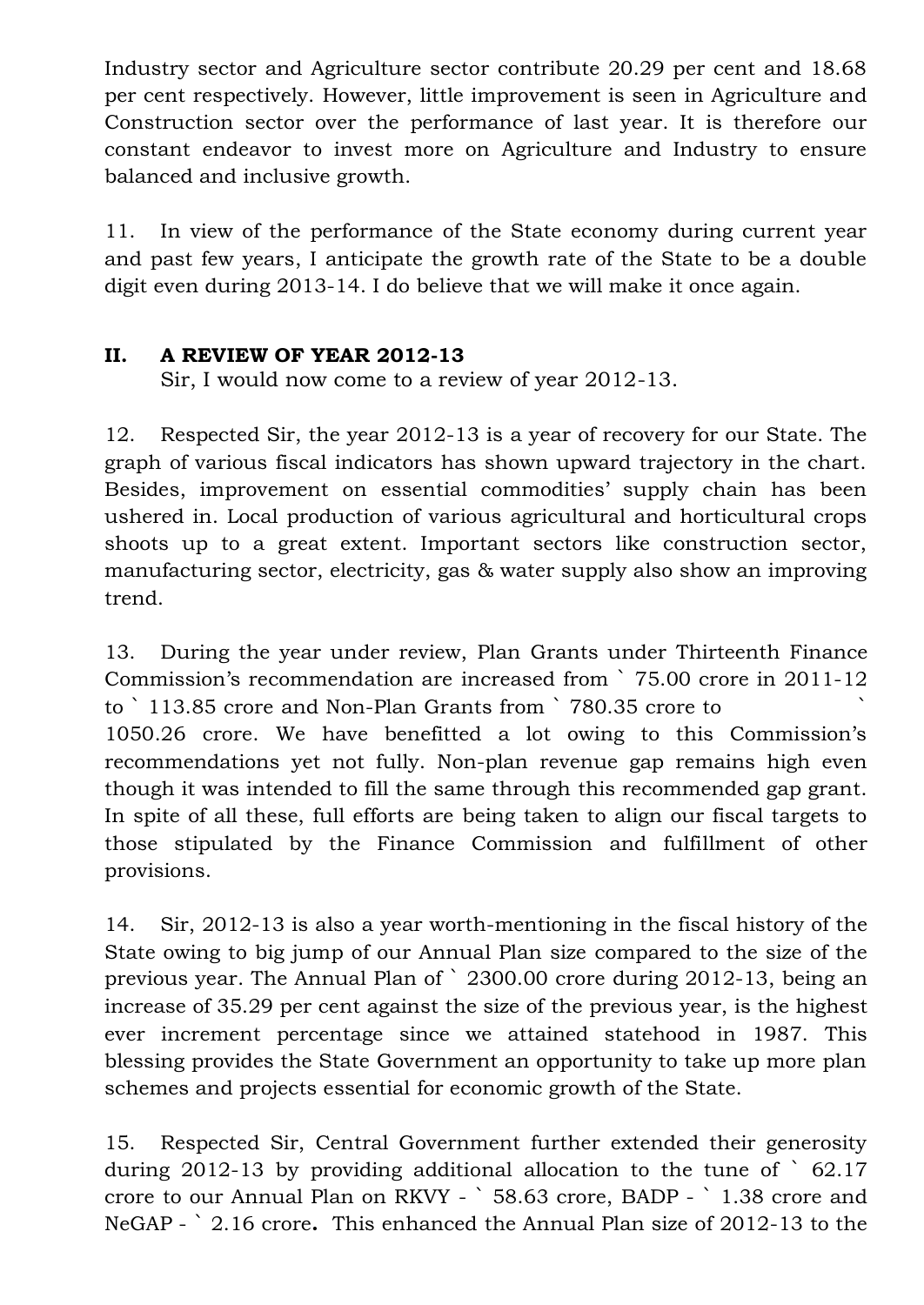Industry sector and Agriculture sector contribute 20.29 per cent and 18.68 per cent respectively. However, little improvement is seen in Agriculture and Construction sector over the performance of last year. It is therefore our constant endeavor to invest more on Agriculture and Industry to ensure balanced and inclusive growth.

11. In view of the performance of the State economy during current year and past few years, I anticipate the growth rate of the State to be a double digit even during 2013-14. I do believe that we will make it once again.

## II. A REVIEW OF YEAR 2012-13

Sir, I would now come to a review of year 2012-13.

12. Respected Sir, the year 2012-13 is a year of recovery for our State. The graph of various fiscal indicators has shown upward trajectory in the chart. Besides, improvement on essential commodities' supply chain has been ushered in. Local production of various agricultural and horticultural crops shoots up to a great extent. Important sectors like construction sector, manufacturing sector, electricity, gas & water supply also show an improving trend.

13. During the year under review, Plan Grants under Thirteenth Finance Commission's recommendation are increased from ` 75.00 crore in 2011-12 to ` 113.85 crore and Non-Plan Grants from ` 780.35 crore to ` 1050.26 crore. We have benefitted a lot owing to this Commission's recommendations yet not fully. Non-plan revenue gap remains high even though it was intended to fill the same through this recommended gap grant. In spite of all these, full efforts are being taken to align our fiscal targets to those stipulated by the Finance Commission and fulfillment of other provisions.

14. Sir, 2012-13 is also a year worth-mentioning in the fiscal history of the State owing to big jump of our Annual Plan size compared to the size of the previous year. The Annual Plan of ` 2300.00 crore during 2012-13, being an increase of 35.29 per cent against the size of the previous year, is the highest ever increment percentage since we attained statehood in 1987. This blessing provides the State Government an opportunity to take up more plan schemes and projects essential for economic growth of the State.

15. Respected Sir, Central Government further extended their generosity during 2012-13 by providing additional allocation to the tune of ` 62.17 crore to our Annual Plan on RKVY - ` 58.63 crore, BADP - ` 1.38 crore and NeGAP - ` 2.16 crore**.** This enhanced the Annual Plan size of 2012-13 to the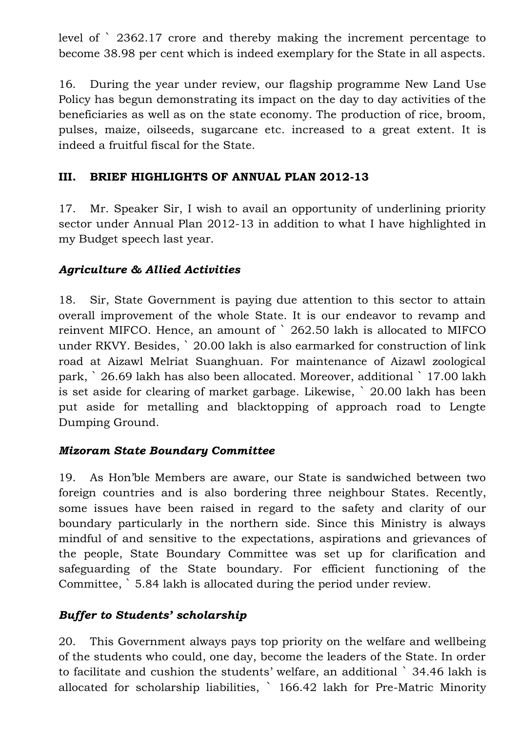level of ` 2362.17 crore and thereby making the increment percentage to become 38.98 per cent which is indeed exemplary for the State in all aspects.

16. During the year under review, our flagship programme New Land Use Policy has begun demonstrating its impact on the day to day activities of the beneficiaries as well as on the state economy. The production of rice, broom, pulses, maize, oilseeds, sugarcane etc. increased to a great extent. It is indeed a fruitful fiscal for the State.

## III. BRIEF HIGHLIGHTS OF ANNUAL PLAN 2012-13

17. Mr. Speaker Sir, I wish to avail an opportunity of underlining priority sector under Annual Plan 2012-13 in addition to what I have highlighted in my Budget speech last year.

### *Agriculture & Allied Activities*

18. Sir, State Government is paying due attention to this sector to attain overall improvement of the whole State. It is our endeavor to revamp and reinvent MIFCO. Hence, an amount of ` 262.50 lakh is allocated to MIFCO under RKVY. Besides, ` 20.00 lakh is also earmarked for construction of link road at Aizawl Melriat Suanghuan. For maintenance of Aizawl zoological park, ` 26.69 lakh has also been allocated. Moreover, additional ` 17.00 lakh is set aside for clearing of market garbage. Likewise, ` 20.00 lakh has been put aside for metalling and blacktopping of approach road to Lengte Dumping Ground.

### *Mizoram State Boundary Committee*

19. As Hon'ble Members are aware, our State is sandwiched between two foreign countries and is also bordering three neighbour States. Recently, some issues have been raised in regard to the safety and clarity of our boundary particularly in the northern side. Since this Ministry is always mindful of and sensitive to the expectations, aspirations and grievances of the people, State Boundary Committee was set up for clarification and safeguarding of the State boundary. For efficient functioning of the Committee, ` 5.84 lakh is allocated during the period under review.

### *Buffer to Students' scholarship*

20. This Government always pays top priority on the welfare and wellbeing of the students who could, one day, become the leaders of the State. In order to facilitate and cushion the students' welfare, an additional ` 34.46 lakh is allocated for scholarship liabilities, ` 166.42 lakh for Pre-Matric Minority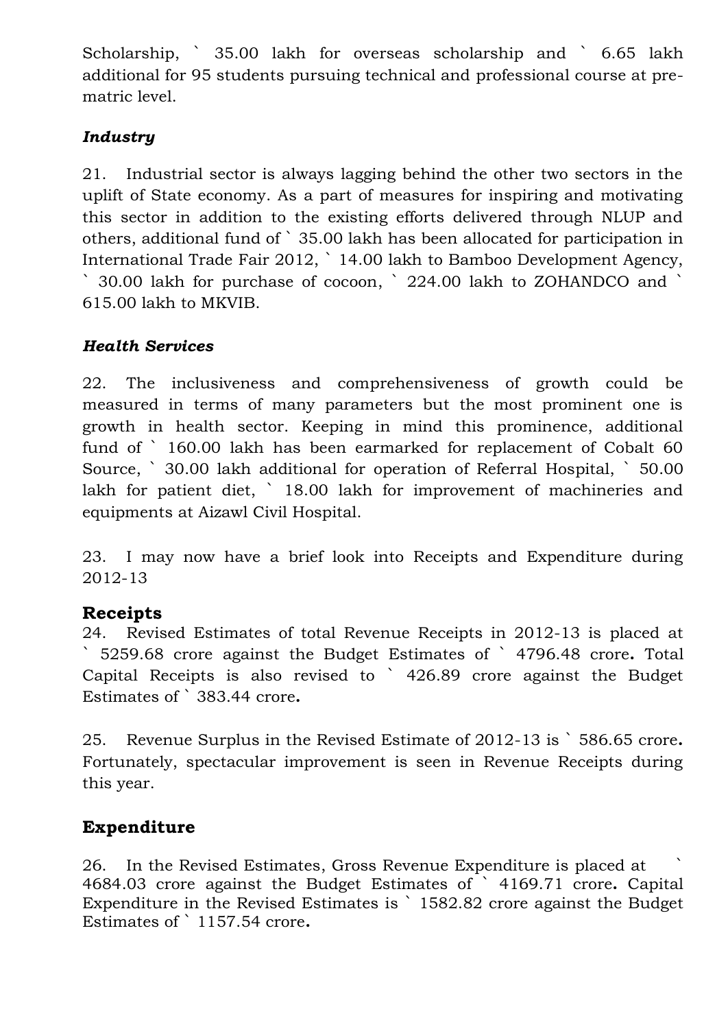Scholarship, ` 35.00 lakh for overseas scholarship and ` 6.65 lakh additional for 95 students pursuing technical and professional course at pre-matric level.

### *Industry*

21. Industrial sector is always lagging behind the other two sectors in the uplift of State economy. As a part of measures for inspiring and motivating this sector in addition to the existing efforts delivered through NLUP and others, additional fund of ` 35.00 lakh has been allocated for participation in International Trade Fair 2012, ` 14.00 lakh to Bamboo Development Agency, ` 30.00 lakh for purchase of cocoon, ` 224.00 lakh to ZOHANDCO and ` 615.00 lakh to MKVIB.

### *Health Services*

22. The inclusiveness and comprehensiveness of growth could be measured in terms of many parameters but the most prominent one is growth in health sector. Keeping in mind this prominence, additional fund of ` 160.00 lakh has been earmarked for replacement of Cobalt 60 Source, ` 30.00 lakh additional for operation of Referral Hospital, ` 50.00 lakh for patient diet, ` 18.00 lakh for improvement of machineries and equipments at Aizawl Civil Hospital.

23. I may now have a brief look into Receipts and Expenditure during 2012-13

## Receipts

24. Revised Estimates of total Revenue Receipts in 2012-13 is placed at ` 5259.68 crore against the Budget Estimates of ` 4796.48 crore**.** Total Capital Receipts is also revised to ` 426.89 crore against the Budget Estimates of ` 383.44 crore**.**

25. Revenue Surplus in the Revised Estimate of 2012-13 is ` 586.65 crore**.** Fortunately, spectacular improvement is seen in Revenue Receipts during this year.

## Expenditure

26. In the Revised Estimates, Gross Revenue Expenditure is placed at ` 4684.03 crore against the Budget Estimates of ` 4169.71 crore**.** Capital Expenditure in the Revised Estimates is ` 1582.82 crore against the Budget Estimates of ` 1157.54 crore**.**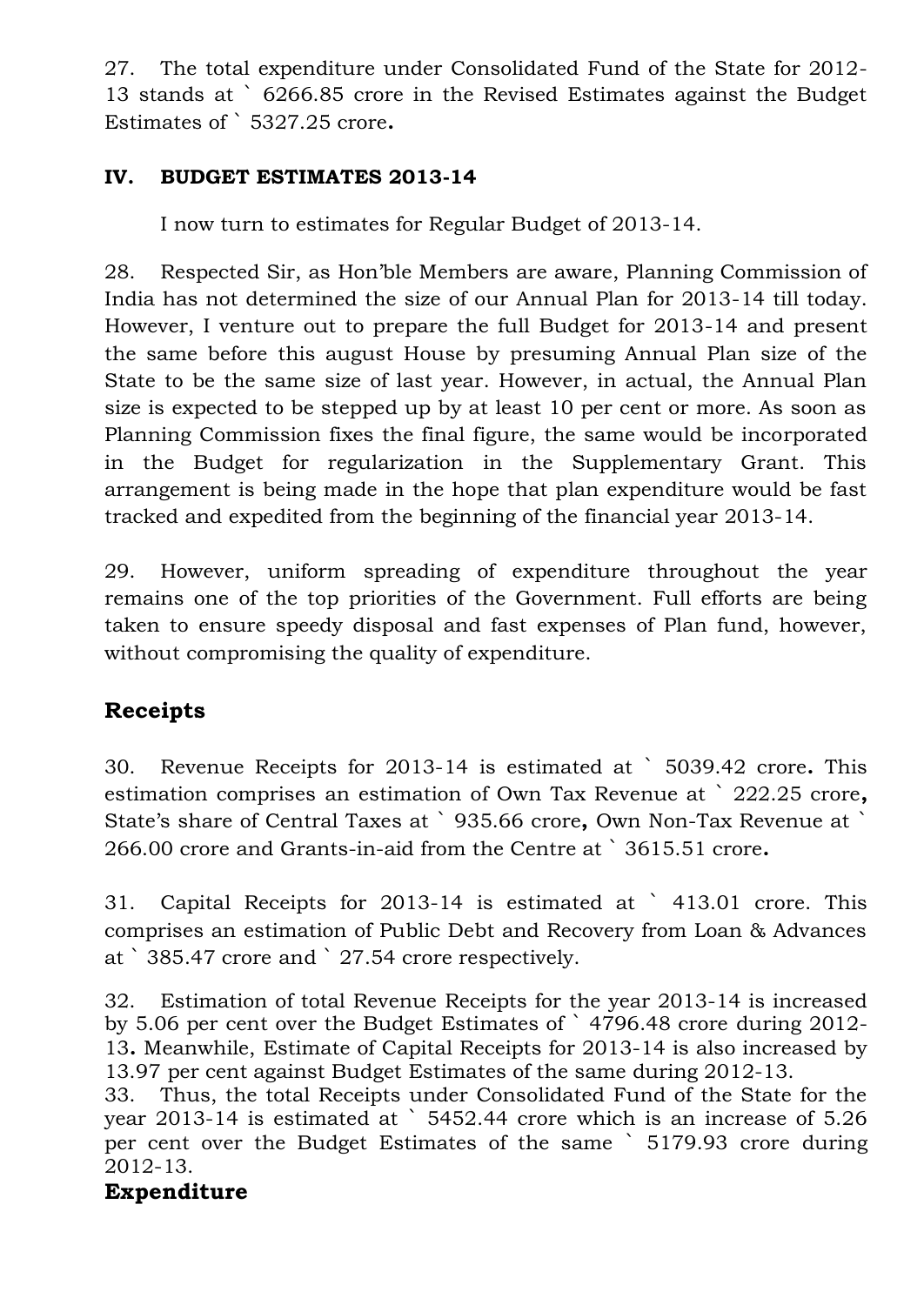27. The total expenditure under Consolidated Fund of the State for 2012-13 stands at ` 6266.85 crore in the Revised Estimates against the Budget Estimates of ` 5327.25 crore**.**

### IV. BUDGET ESTIMATES 2013-14

I now turn to estimates for Regular Budget of 2013-14.

28. Respected Sir, as Hon'ble Members are aware, Planning Commission of India has not determined the size of our Annual Plan for 2013-14 till today. However, I venture out to prepare the full Budget for 2013-14 and present the same before this august House by presuming Annual Plan size of the State to be the same size of last year. However, in actual, the Annual Plan size is expected to be stepped up by at least 10 per cent or more. As soon as Planning Commission fixes the final figure, the same would be incorporated in the Budget for regularization in the Supplementary Grant. This arrangement is being made in the hope that plan expenditure would be fast tracked and expedited from the beginning of the financial year 2013-14.

29. However, uniform spreading of expenditure throughout the year remains one of the top priorities of the Government. Full efforts are being taken to ensure speedy disposal and fast expenses of Plan fund, however, without compromising the quality of expenditure.

## Receipts

30. Revenue Receipts for 2013-14 is estimated at ` 5039.42 crore**.** This estimation comprises an estimation of Own Tax Revenue at ` 222.25 crore**,** State's share of Central Taxes at ` 935.66 crore**,** Own Non-Tax Revenue at ` 266.00 crore and Grants-in-aid from the Centre at ` 3615.51 crore**.**

31. Capital Receipts for 2013-14 is estimated at ` 413.01 crore. This comprises an estimation of Public Debt and Recovery from Loan & Advances at ` 385.47 crore and ` 27.54 crore respectively.

32. Estimation of total Revenue Receipts for the year 2013-14 is increased by 5.06 per cent over the Budget Estimates of ` 4796.48 crore during 2012-13**.** Meanwhile, Estimate of Capital Receipts for 2013-14 is also increased by 13.97 per cent against Budget Estimates of the same during 2012-13.

33. Thus, the total Receipts under Consolidated Fund of the State for the year 2013-14 is estimated at ` 5452.44 crore which is an increase of 5.26 per cent over the Budget Estimates of the same ` 5179.93 crore during 2012-13.

## Expenditure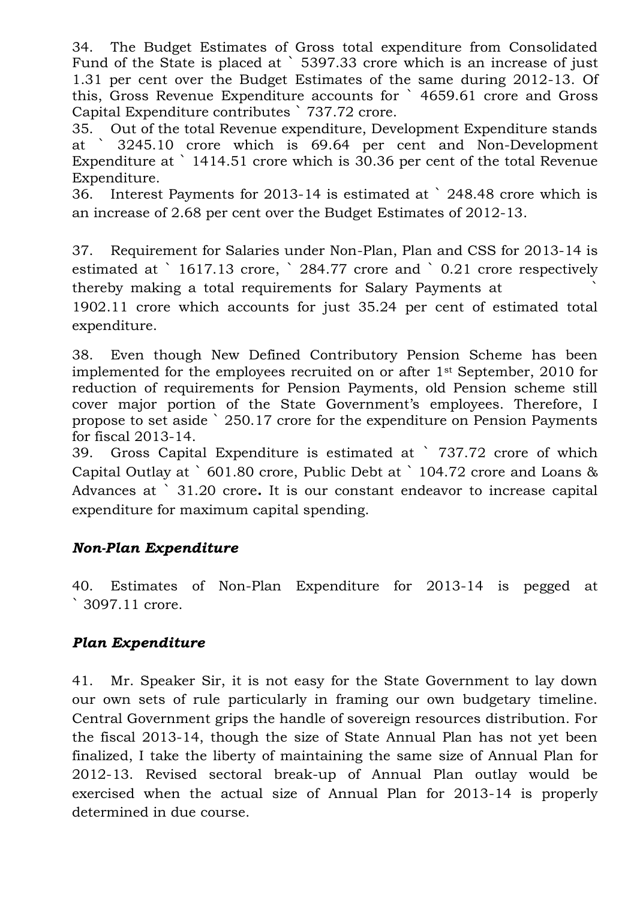34. The Budget Estimates of Gross total expenditure from Consolidated Fund of the State is placed at ` 5397.33 crore which is an increase of just 1.31 per cent over the Budget Estimates of the same during 2012-13. Of this, Gross Revenue Expenditure accounts for ` 4659.61 crore and Gross Capital Expenditure contributes ` 737.72 crore.

35. Out of the total Revenue expenditure, Development Expenditure stands at ` 3245.10 crore which is 69.64 per cent and Non-Development Expenditure at ` 1414.51 crore which is 30.36 per cent of the total Revenue Expenditure.

36. Interest Payments for 2013-14 is estimated at ` 248.48 crore which is an increase of 2.68 per cent over the Budget Estimates of 2012-13.

37. Requirement for Salaries under Non-Plan, Plan and CSS for 2013-14 is estimated at ` 1617.13 crore, ` 284.77 crore and ` 0.21 crore respectively thereby making a total requirements for Salary Payments at ` 1902.11 crore which accounts for just 35.24 per cent of estimated total expenditure.

38. Even though New Defined Contributory Pension Scheme has been implemented for the employees recruited on or after 1st September, 2010 for reduction of requirements for Pension Payments, old Pension scheme still cover major portion of the State Government's employees. Therefore, I propose to set aside ` 250.17 crore for the expenditure on Pension Payments for fiscal 2013-14.

39. Gross Capital Expenditure is estimated at ` 737.72 crore of which Capital Outlay at ` 601.80 crore, Public Debt at ` 104.72 crore and Loans & Advances at ` 31.20 crore**.** It is our constant endeavor to increase capital expenditure for maximum capital spending.

### *Non-Plan Expenditure*

40. Estimates of Non-Plan Expenditure for 2013-14 is pegged at ` 3097.11 crore.

### *Plan Expenditure*

41. Mr. Speaker Sir, it is not easy for the State Government to lay down our own sets of rule particularly in framing our own budgetary timeline. Central Government grips the handle of sovereign resources distribution. For the fiscal 2013-14, though the size of State Annual Plan has not yet been finalized, I take the liberty of maintaining the same size of Annual Plan for 2012-13. Revised sectoral break-up of Annual Plan outlay would be exercised when the actual size of Annual Plan for 2013-14 is properly determined in due course.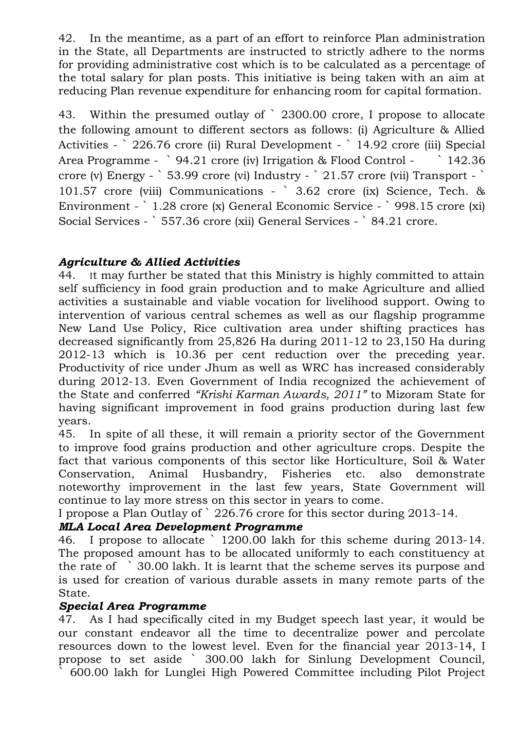42. In the meantime, as a part of an effort to reinforce Plan administration in the State, all Departments are instructed to strictly adhere to the norms for providing administrative cost which is to be calculated as a percentage of the total salary for plan posts. This initiative is being taken with an aim at reducing Plan revenue expenditure for enhancing room for capital formation.

43. Within the presumed outlay of ` 2300.00 crore, I propose to allocate the following amount to different sectors as follows: (i) Agriculture & Allied Activities - ` 226.76 crore (ii) Rural Development - ` 14.92 crore (iii) Special Area Programme - ` 94.21 crore (iv) Irrigation & Flood Control - ` 142.36 crore (v) Energy - ` 53.99 crore (vi) Industry - ` 21.57 crore (vii) Transport - ` 101.57 crore (viii) Communications - ` 3.62 crore (ix) Science, Tech. & Environment - ` 1.28 crore (x) General Economic Service - ` 998.15 crore (xi) Social Services - ` 557.36 crore (xii) General Services - ` 84.21 crore.

### *Agriculture & Allied Activities*

44. It may further be stated that this Ministry is highly committed to attain self sufficiency in food grain production and to make Agriculture and allied activities a sustainable and viable vocation for livelihood support. Owing to intervention of various central schemes as well as our flagship programme New Land Use Policy, Rice cultivation area under shifting practices has decreased significantly from 25,826 Ha during 2011-12 to 23,150 Ha during 2012-13 which is 10.36 per cent reduction over the preceding year. Productivity of rice under Jhum as well as WRC has increased considerably during 2012-13. Even Government of India recognized the achievement of the State and conferred *"Krishi Karman Awards, 2011"* to Mizoram State for having significant improvement in food grains production during last few years.

45. In spite of all these, it will remain a priority sector of the Government to improve food grains production and other agriculture crops. Despite the fact that various components of this sector like Horticulture, Soil & Water Conservation, Animal Husbandry, Fisheries etc. also demonstrate noteworthy improvement in the last few years, State Government will continue to lay more stress on this sector in years to come.

I propose a Plan Outlay of ` 226.76 crore for this sector during 2013-14.

### *MLA Local Area Development Programme*

46. I propose to allocate ` 1200.00 lakh for this scheme during 2013-14. The proposed amount has to be allocated uniformly to each constituency at the rate of ` 30.00 lakh. It is learnt that the scheme serves its purpose and is used for creation of various durable assets in many remote parts of the State.

### *Special Area Programme*

47. As I had specifically cited in my Budget speech last year, it would be our constant endeavor all the time to decentralize power and percolate resources down to the lowest level. Even for the financial year 2013-14, I propose to set aside ` 300.00 lakh for Sinlung Development Council, ` 600.00 lakh for Lunglei High Powered Committee including Pilot Project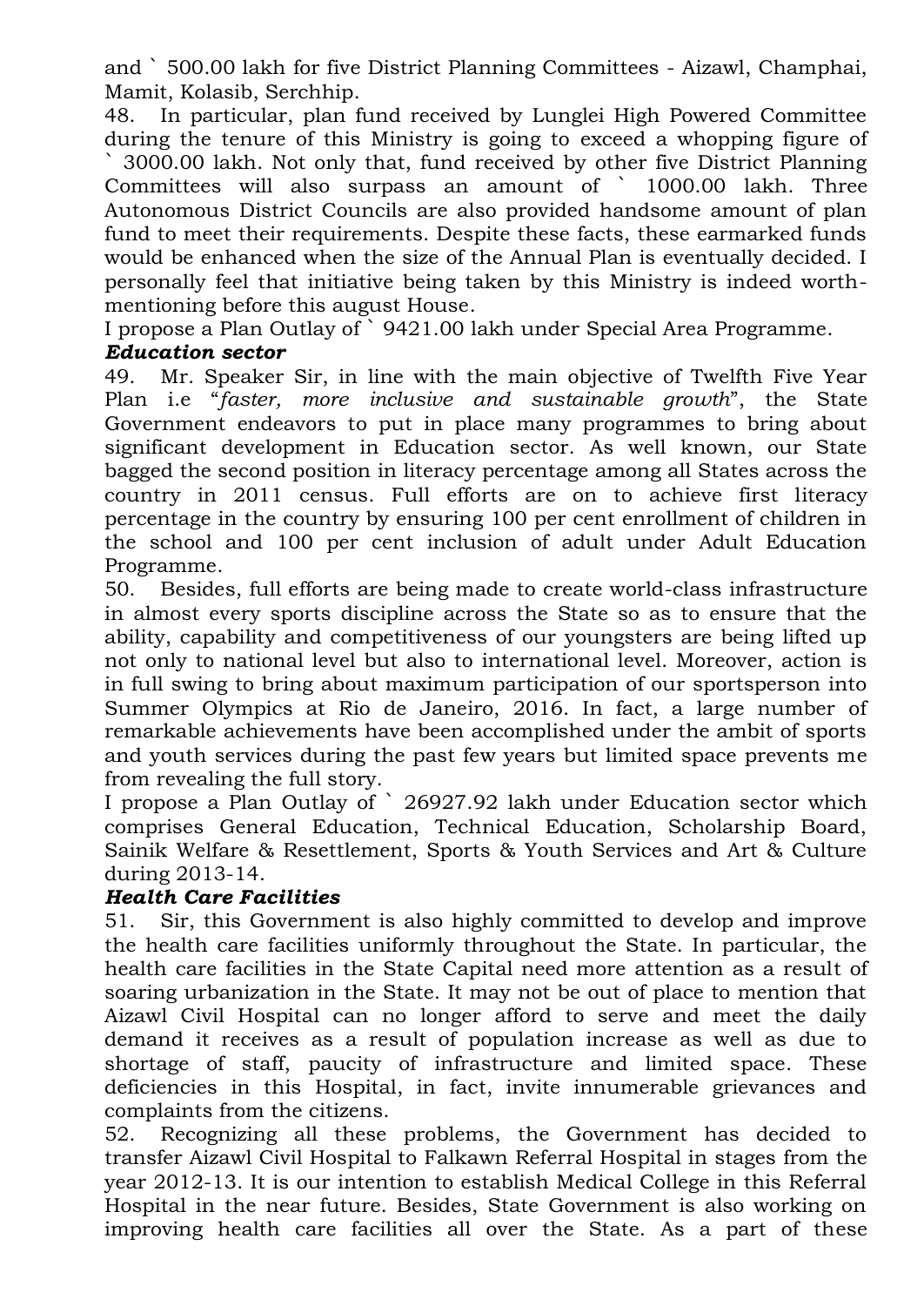and ` 500.00 lakh for five District Planning Committees - Aizawl, Champhai, Mamit, Kolasib, Serchhip.

48. In particular, plan fund received by Lunglei High Powered Committee during the tenure of this Ministry is going to exceed a whopping figure of ` 3000.00 lakh. Not only that, fund received by other five District Planning Committees will also surpass an amount of ` 1000.00 lakh. Three Autonomous District Councils are also provided handsome amount of plan fund to meet their requirements. Despite these facts, these earmarked funds would be enhanced when the size of the Annual Plan is eventually decided. I personally feel that initiative being taken by this Ministry is indeed worth-mentioning before this august House.

I propose a Plan Outlay of ` 9421.00 lakh under Special Area Programme.

### *Education sector*

49. Mr. Speaker Sir, in line with the main objective of Twelfth Five Year Plan i.e "*faster, more inclusive and sustainable growth*", the State Government endeavors to put in place many programmes to bring about significant development in Education sector. As well known, our State bagged the second position in literacy percentage among all States across the country in 2011 census. Full efforts are on to achieve first literacy percentage in the country by ensuring 100 per cent enrollment of children in the school and 100 per cent inclusion of adult under Adult Education Programme.

50. Besides, full efforts are being made to create world-class infrastructure in almost every sports discipline across the State so as to ensure that the ability, capability and competitiveness of our youngsters are being lifted up not only to national level but also to international level. Moreover, action is in full swing to bring about maximum participation of our sportsperson into Summer Olympics at Rio de Janeiro, 2016. In fact, a large number of remarkable achievements have been accomplished under the ambit of sports and youth services during the past few years but limited space prevents me from revealing the full story.

I propose a Plan Outlay of ` 26927.92 lakh under Education sector which comprises General Education, Technical Education, Scholarship Board, Sainik Welfare & Resettlement, Sports & Youth Services and Art & Culture during 2013-14.

### *Health Care Facilities*

51. Sir, this Government is also highly committed to develop and improve the health care facilities uniformly throughout the State. In particular, the health care facilities in the State Capital need more attention as a result of soaring urbanization in the State. It may not be out of place to mention that Aizawl Civil Hospital can no longer afford to serve and meet the daily demand it receives as a result of population increase as well as due to shortage of staff, paucity of infrastructure and limited space. These deficiencies in this Hospital, in fact, invite innumerable grievances and complaints from the citizens.

52. Recognizing all these problems, the Government has decided to transfer Aizawl Civil Hospital to Falkawn Referral Hospital in stages from the year 2012-13. It is our intention to establish Medical College in this Referral Hospital in the near future. Besides, State Government is also working on improving health care facilities all over the State. As a part of these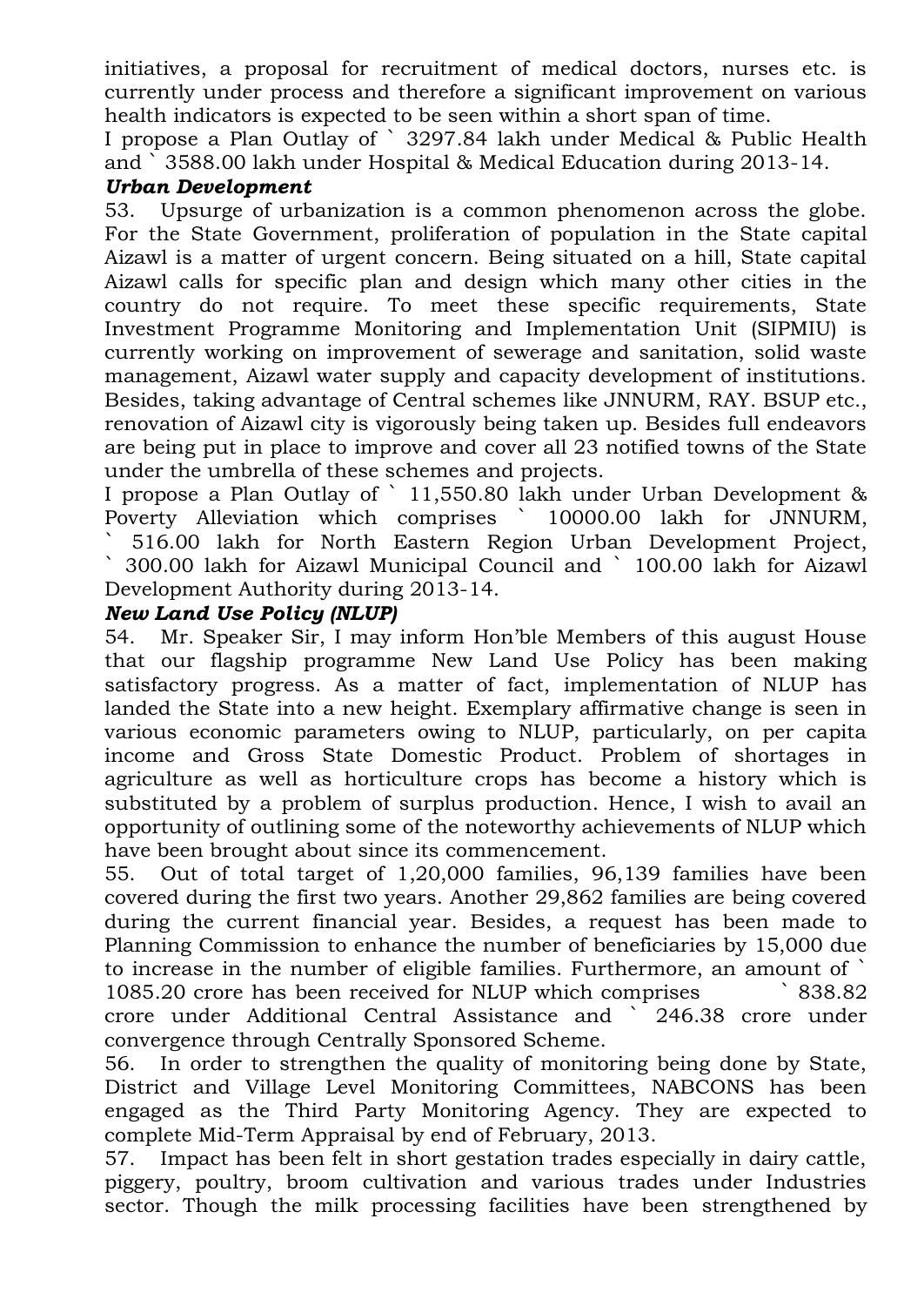initiatives, a proposal for recruitment of medical doctors, nurses etc. is currently under process and therefore a significant improvement on various health indicators is expected to be seen within a short span of time.

I propose a Plan Outlay of ` 3297.84 lakh under Medical & Public Health and ` 3588.00 lakh under Hospital & Medical Education during 2013-14.

***Urban Development***

53. Upsurge of urbanization is a common phenomenon across the globe. For the State Government, proliferation of population in the State capital Aizawl is a matter of urgent concern. Being situated on a hill, State capital Aizawl calls for specific plan and design which many other cities in the country do not require. To meet these specific requirements, State Investment Programme Monitoring and Implementation Unit (SIPMIU) is currently working on improvement of sewerage and sanitation, solid waste management, Aizawl water supply and capacity development of institutions. Besides, taking advantage of Central schemes like JNNURM, RAY. BSUP etc., renovation of Aizawl city is vigorously being taken up. Besides full endeavors are being put in place to improve and cover all 23 notified towns of the State under the umbrella of these schemes and projects.

I propose a Plan Outlay of ` 11,550.80 lakh under Urban Development & Poverty Alleviation which comprises ` 10000.00 lakh for JNNURM, ` 516.00 lakh for North Eastern Region Urban Development Project, ` 300.00 lakh for Aizawl Municipal Council and ` 100.00 lakh for Aizawl Development Authority during 2013-14.

***New Land Use Policy (NLUP)***

54. Mr. Speaker Sir, I may inform Hon'ble Members of this august House that our flagship programme New Land Use Policy has been making satisfactory progress. As a matter of fact, implementation of NLUP has landed the State into a new height. Exemplary affirmative change is seen in various economic parameters owing to NLUP, particularly, on per capita income and Gross State Domestic Product. Problem of shortages in agriculture as well as horticulture crops has become a history which is substituted by a problem of surplus production. Hence, I wish to avail an opportunity of outlining some of the noteworthy achievements of NLUP which have been brought about since its commencement.

55. Out of total target of 1,20,000 families, 96,139 families have been covered during the first two years. Another 29,862 families are being covered during the current financial year. Besides, a request has been made to Planning Commission to enhance the number of beneficiaries by 15,000 due to increase in the number of eligible families. Furthermore, an amount of ` 1085.20 crore has been received for NLUP which comprises ` 838.82 crore under Additional Central Assistance and ` 246.38 crore under convergence through Centrally Sponsored Scheme.

56. In order to strengthen the quality of monitoring being done by State, District and Village Level Monitoring Committees, NABCONS has been engaged as the Third Party Monitoring Agency. They are expected to complete Mid-Term Appraisal by end of February, 2013.

57. Impact has been felt in short gestation trades especially in dairy cattle, piggery, poultry, broom cultivation and various trades under Industries sector. Though the milk processing facilities have been strengthened by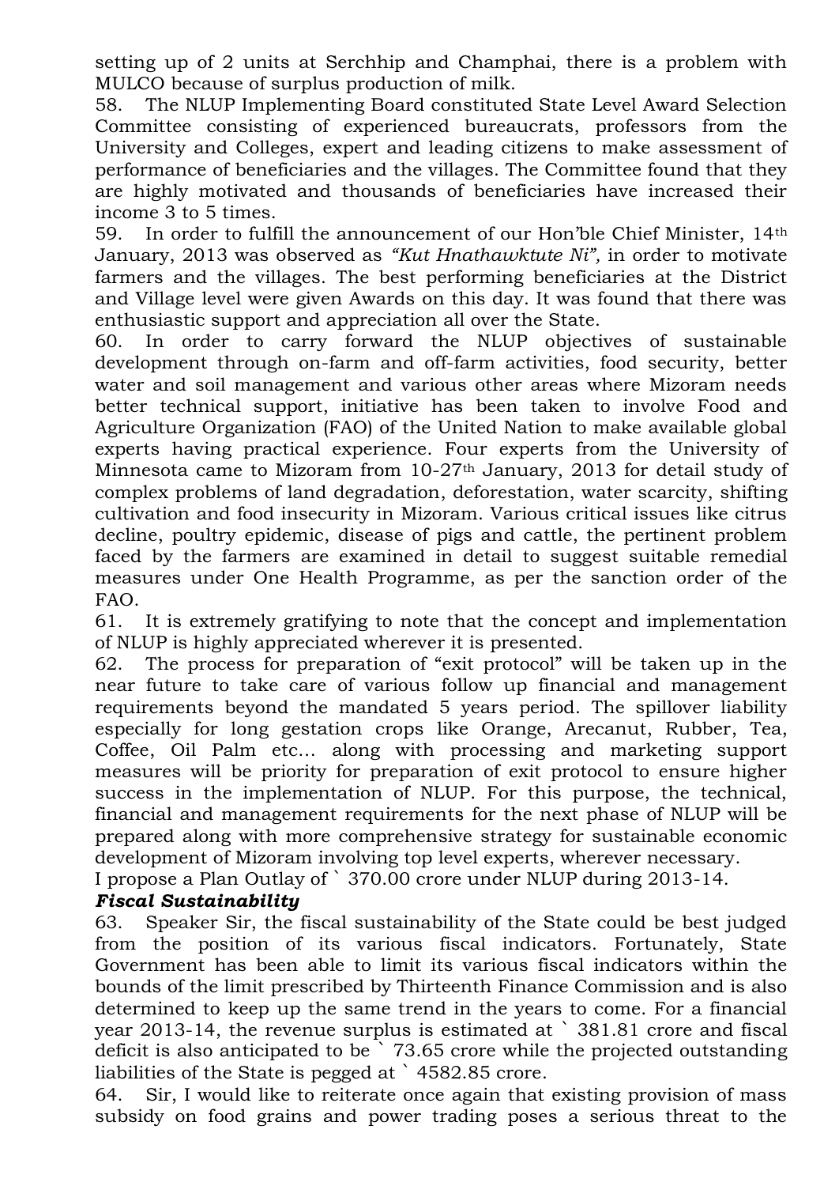setting up of 2 units at Serchhip and Champhai, there is a problem with MULCO because of surplus production of milk.

58. The NLUP Implementing Board constituted State Level Award Selection Committee consisting of experienced bureaucrats, professors from the University and Colleges, expert and leading citizens to make assessment of performance of beneficiaries and the villages. The Committee found that they are highly motivated and thousands of beneficiaries have increased their income 3 to 5 times.

59. In order to fulfill the announcement of our Hon'ble Chief Minister, 14th January, 2013 was observed as *"Kut Hnathawktute Ni",* in order to motivate farmers and the villages. The best performing beneficiaries at the District and Village level were given Awards on this day. It was found that there was enthusiastic support and appreciation all over the State.

60. In order to carry forward the NLUP objectives of sustainable development through on-farm and off-farm activities, food security, better water and soil management and various other areas where Mizoram needs better technical support, initiative has been taken to involve Food and Agriculture Organization (FAO) of the United Nation to make available global experts having practical experience. Four experts from the University of Minnesota came to Mizoram from 10-27th January, 2013 for detail study of complex problems of land degradation, deforestation, water scarcity, shifting cultivation and food insecurity in Mizoram. Various critical issues like citrus decline, poultry epidemic, disease of pigs and cattle, the pertinent problem faced by the farmers are examined in detail to suggest suitable remedial measures under One Health Programme, as per the sanction order of the FAO.

61. It is extremely gratifying to note that the concept and implementation of NLUP is highly appreciated wherever it is presented.

62. The process for preparation of "exit protocol" will be taken up in the near future to take care of various follow up financial and management requirements beyond the mandated 5 years period. The spillover liability especially for long gestation crops like Orange, Arecanut, Rubber, Tea, Coffee, Oil Palm etc… along with processing and marketing support measures will be priority for preparation of exit protocol to ensure higher success in the implementation of NLUP. For this purpose, the technical, financial and management requirements for the next phase of NLUP will be prepared along with more comprehensive strategy for sustainable economic development of Mizoram involving top level experts, wherever necessary.

I propose a Plan Outlay of ` 370.00 crore under NLUP during 2013-14.

### *Fiscal Sustainability*

63. Speaker Sir, the fiscal sustainability of the State could be best judged from the position of its various fiscal indicators. Fortunately, State Government has been able to limit its various fiscal indicators within the bounds of the limit prescribed by Thirteenth Finance Commission and is also determined to keep up the same trend in the years to come. For a financial year 2013-14, the revenue surplus is estimated at ` 381.81 crore and fiscal deficit is also anticipated to be ` 73.65 crore while the projected outstanding liabilities of the State is pegged at ` 4582.85 crore.

64. Sir, I would like to reiterate once again that existing provision of mass subsidy on food grains and power trading poses a serious threat to the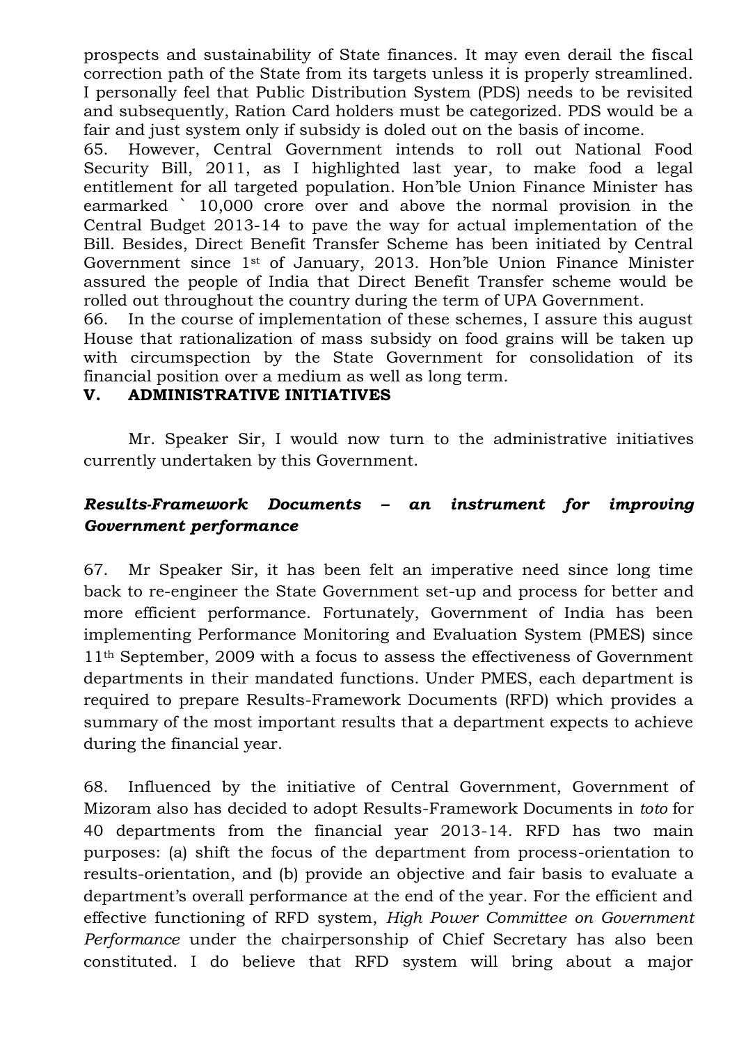prospects and sustainability of State finances. It may even derail the fiscal correction path of the State from its targets unless it is properly streamlined. I personally feel that Public Distribution System (PDS) needs to be revisited and subsequently, Ration Card holders must be categorized. PDS would be a fair and just system only if subsidy is doled out on the basis of income.

65. However, Central Government intends to roll out National Food Security Bill, 2011, as I highlighted last year, to make food a legal entitlement for all targeted population. Hon'ble Union Finance Minister has earmarked ` 10,000 crore over and above the normal provision in the Central Budget 2013-14 to pave the way for actual implementation of the Bill. Besides, Direct Benefit Transfer Scheme has been initiated by Central Government since 1st of January, 2013. Hon'ble Union Finance Minister assured the people of India that Direct Benefit Transfer scheme would be rolled out throughout the country during the term of UPA Government.

66. In the course of implementation of these schemes, I assure this august House that rationalization of mass subsidy on food grains will be taken up with circumspection by the State Government for consolidation of its financial position over a medium as well as long term.

## V. ADMINISTRATIVE INITIATIVES

Mr. Speaker Sir, I would now turn to the administrative initiatives currently undertaken by this Government.

### *Results-Framework Documents – an instrument for improving Government performance*

67. Mr Speaker Sir, it has been felt an imperative need since long time back to re-engineer the State Government set-up and process for better and more efficient performance. Fortunately, Government of India has been implementing Performance Monitoring and Evaluation System (PMES) since 11th September, 2009 with a focus to assess the effectiveness of Government departments in their mandated functions. Under PMES, each department is required to prepare Results-Framework Documents (RFD) which provides a summary of the most important results that a department expects to achieve during the financial year.

68. Influenced by the initiative of Central Government, Government of Mizoram also has decided to adopt Results-Framework Documents in *toto* for 40 departments from the financial year 2013-14. RFD has two main purposes: (a) shift the focus of the department from process-orientation to results-orientation, and (b) provide an objective and fair basis to evaluate a department's overall performance at the end of the year. For the efficient and effective functioning of RFD system, *High Power Committee on Government Performance* under the chairpersonship of Chief Secretary has also been constituted. I do believe that RFD system will bring about a major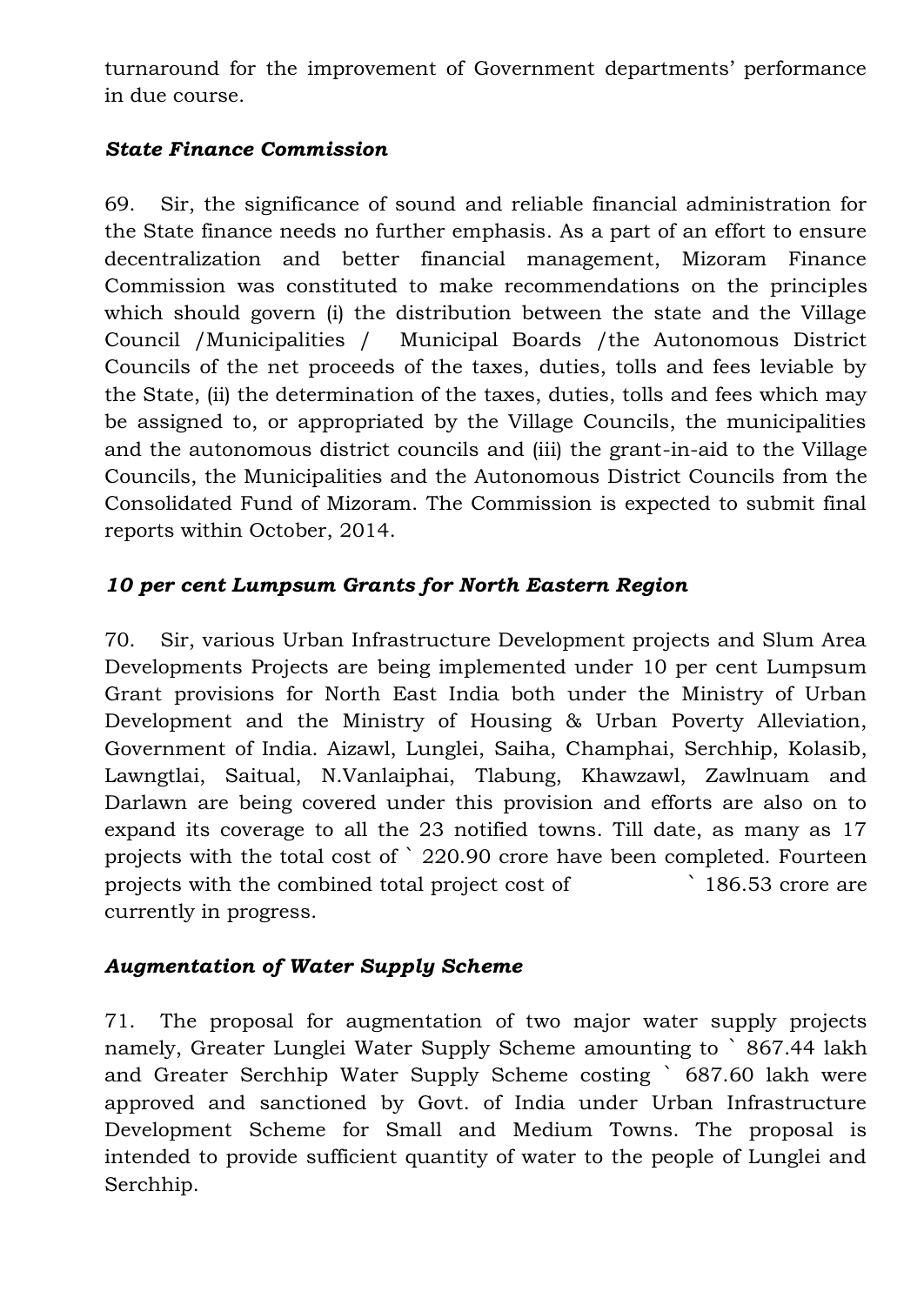turnaround for the improvement of Government departments' performance in due course.

### *State Finance Commission*

69. Sir, the significance of sound and reliable financial administration for the State finance needs no further emphasis. As a part of an effort to ensure decentralization and better financial management, Mizoram Finance Commission was constituted to make recommendations on the principles which should govern (i) the distribution between the state and the Village Council /Municipalities / Municipal Boards /the Autonomous District Councils of the net proceeds of the taxes, duties, tolls and fees leviable by the State, (ii) the determination of the taxes, duties, tolls and fees which may be assigned to, or appropriated by the Village Councils, the municipalities and the autonomous district councils and (iii) the grant-in-aid to the Village Councils, the Municipalities and the Autonomous District Councils from the Consolidated Fund of Mizoram. The Commission is expected to submit final reports within October, 2014.

### *10 per cent Lumpsum Grants for North Eastern Region*

70. Sir, various Urban Infrastructure Development projects and Slum Area Developments Projects are being implemented under 10 per cent Lumpsum Grant provisions for North East India both under the Ministry of Urban Development and the Ministry of Housing & Urban Poverty Alleviation, Government of India. Aizawl, Lunglei, Saiha, Champhai, Serchhip, Kolasib, Lawngtlai, Saitual, N.Vanlaiphai, Tlabung, Khawzawl, Zawlnuam and Darlawn are being covered under this provision and efforts are also on to expand its coverage to all the 23 notified towns. Till date, as many as 17 projects with the total cost of ` 220.90 crore have been completed. Fourteen projects with the combined total project cost of ` 186.53 crore are currently in progress.

### *Augmentation of Water Supply Scheme*

71. The proposal for augmentation of two major water supply projects namely, Greater Lunglei Water Supply Scheme amounting to ` 867.44 lakh and Greater Serchhip Water Supply Scheme costing ` 687.60 lakh were approved and sanctioned by Govt. of India under Urban Infrastructure Development Scheme for Small and Medium Towns. The proposal is intended to provide sufficient quantity of water to the people of Lunglei and Serchhip.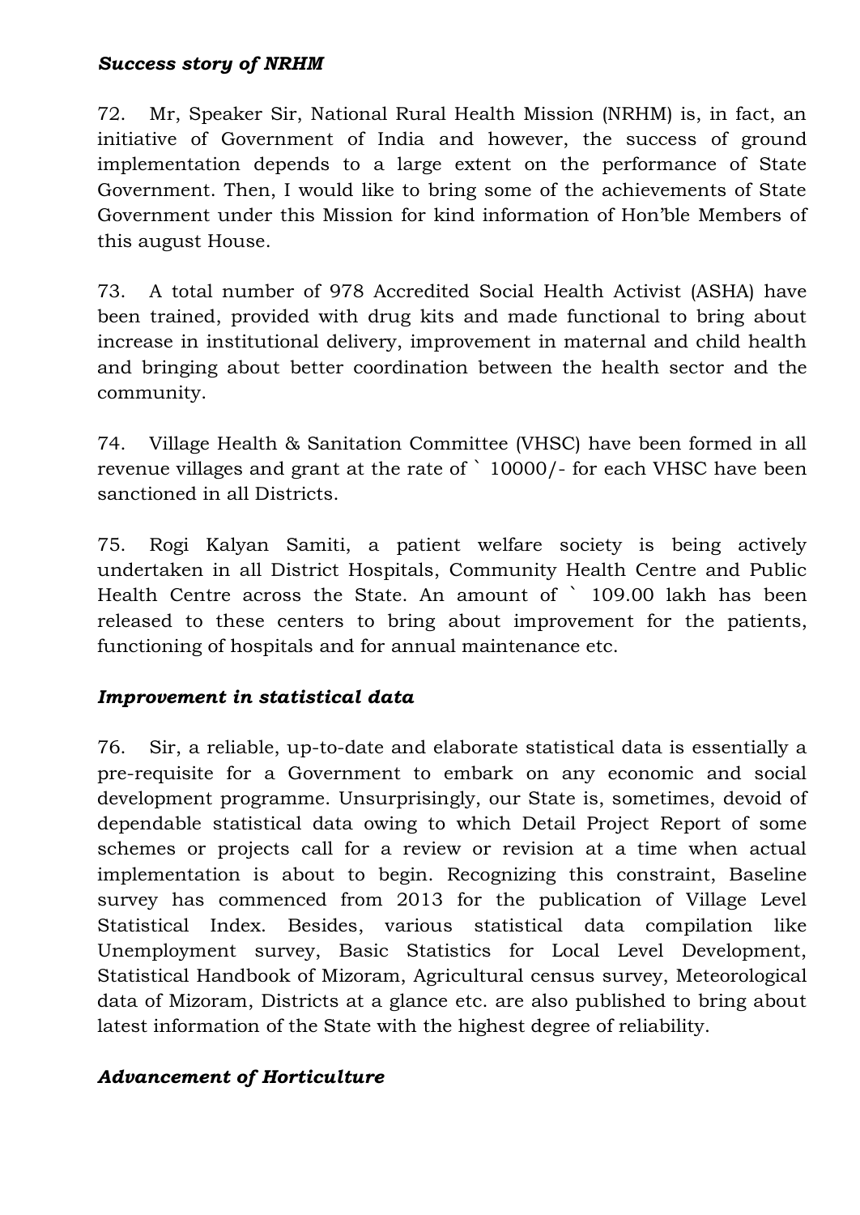***Success story of NRHM***

72. Mr, Speaker Sir, National Rural Health Mission (NRHM) is, in fact, an initiative of Government of India and however, the success of ground implementation depends to a large extent on the performance of State Government. Then, I would like to bring some of the achievements of State Government under this Mission for kind information of Hon'ble Members of this august House.

73. A total number of 978 Accredited Social Health Activist (ASHA) have been trained, provided with drug kits and made functional to bring about increase in institutional delivery, improvement in maternal and child health and bringing about better coordination between the health sector and the community.

74. Village Health & Sanitation Committee (VHSC) have been formed in all revenue villages and grant at the rate of ` 10000/- for each VHSC have been sanctioned in all Districts.

75. Rogi Kalyan Samiti, a patient welfare society is being actively undertaken in all District Hospitals, Community Health Centre and Public Health Centre across the State. An amount of ` 109.00 lakh has been released to these centers to bring about improvement for the patients, functioning of hospitals and for annual maintenance etc.

***Improvement in statistical data***

76. Sir, a reliable, up-to-date and elaborate statistical data is essentially a pre-requisite for a Government to embark on any economic and social development programme. Unsurprisingly, our State is, sometimes, devoid of dependable statistical data owing to which Detail Project Report of some schemes or projects call for a review or revision at a time when actual implementation is about to begin. Recognizing this constraint, Baseline survey has commenced from 2013 for the publication of Village Level Statistical Index. Besides, various statistical data compilation like Unemployment survey, Basic Statistics for Local Level Development, Statistical Handbook of Mizoram, Agricultural census survey, Meteorological data of Mizoram, Districts at a glance etc. are also published to bring about latest information of the State with the highest degree of reliability.

***Advancement of Horticulture***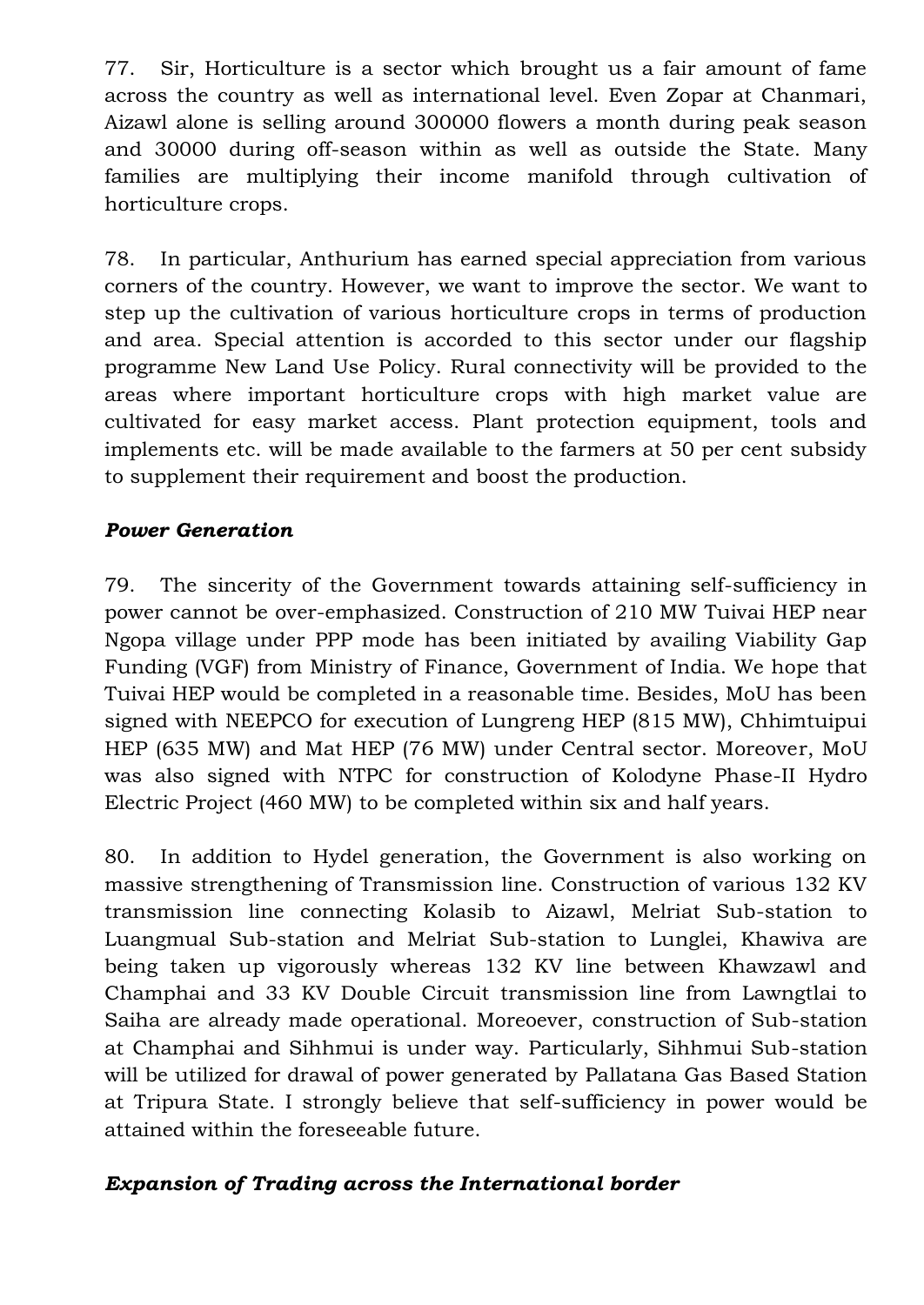77. Sir, Horticulture is a sector which brought us a fair amount of fame across the country as well as international level. Even Zopar at Chanmari, Aizawl alone is selling around 300000 flowers a month during peak season and 30000 during off-season within as well as outside the State. Many families are multiplying their income manifold through cultivation of horticulture crops.

78. In particular, Anthurium has earned special appreciation from various corners of the country. However, we want to improve the sector. We want to step up the cultivation of various horticulture crops in terms of production and area. Special attention is accorded to this sector under our flagship programme New Land Use Policy. Rural connectivity will be provided to the areas where important horticulture crops with high market value are cultivated for easy market access. Plant protection equipment, tools and implements etc. will be made available to the farmers at 50 per cent subsidy to supplement their requirement and boost the production.

***Power Generation***

79. The sincerity of the Government towards attaining self-sufficiency in power cannot be over-emphasized. Construction of 210 MW Tuivai HEP near Ngopa village under PPP mode has been initiated by availing Viability Gap Funding (VGF) from Ministry of Finance, Government of India. We hope that Tuivai HEP would be completed in a reasonable time. Besides, MoU has been signed with NEEPCO for execution of Lungreng HEP (815 MW), Chhimtuipui HEP (635 MW) and Mat HEP (76 MW) under Central sector. Moreover, MoU was also signed with NTPC for construction of Kolodyne Phase-II Hydro Electric Project (460 MW) to be completed within six and half years.

80. In addition to Hydel generation, the Government is also working on massive strengthening of Transmission line. Construction of various 132 KV transmission line connecting Kolasib to Aizawl, Melriat Sub-station to Luangmual Sub-station and Melriat Sub-station to Lunglei, Khawiva are being taken up vigorously whereas 132 KV line between Khawzawl and Champhai and 33 KV Double Circuit transmission line from Lawngtlai to Saiha are already made operational. Moreoever, construction of Sub-station at Champhai and Sihhmui is under way. Particularly, Sihhmui Sub-station will be utilized for drawal of power generated by Pallatana Gas Based Station at Tripura State. I strongly believe that self-sufficiency in power would be attained within the foreseeable future.

***Expansion of Trading across the International border***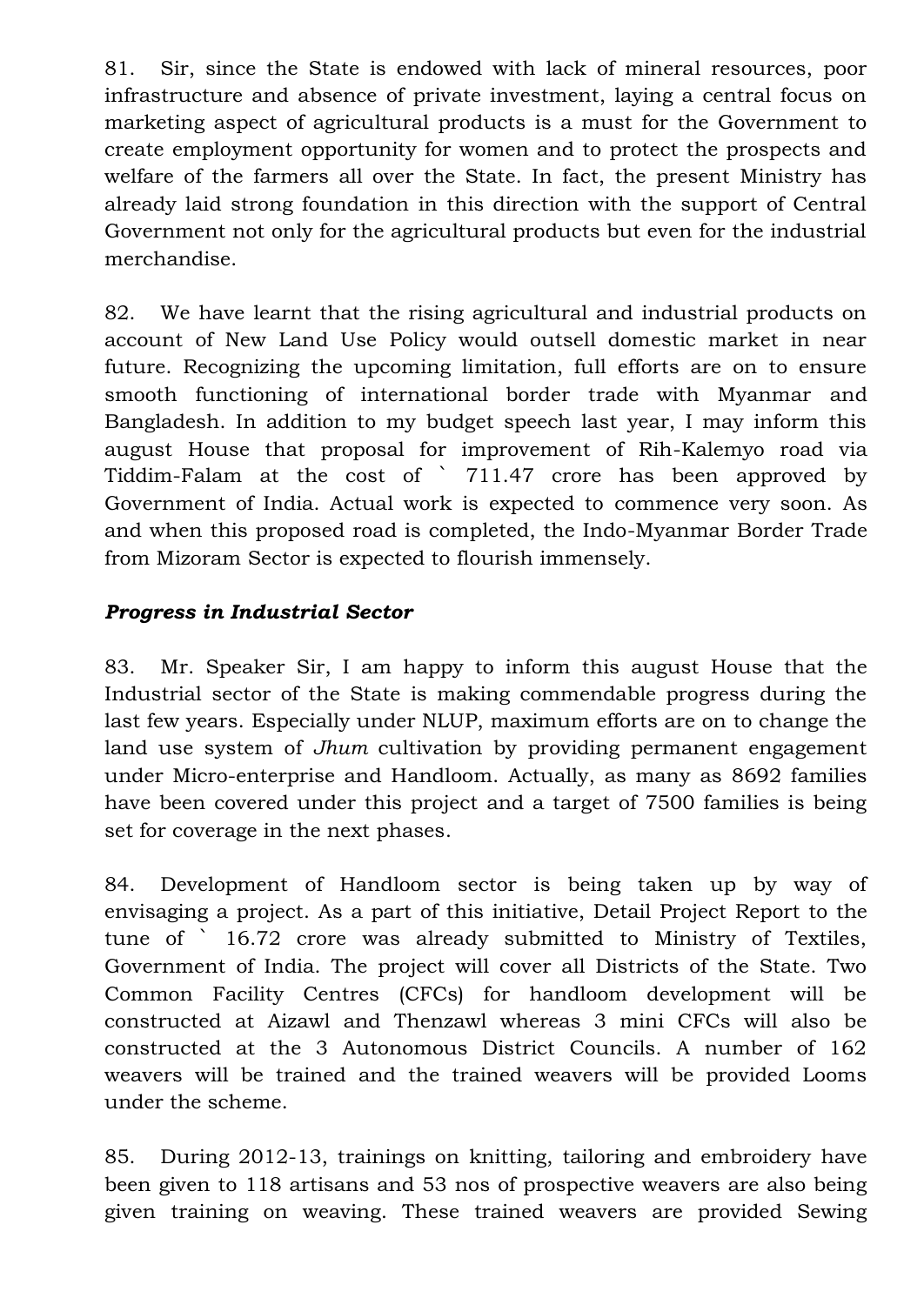81. Sir, since the State is endowed with lack of mineral resources, poor infrastructure and absence of private investment, laying a central focus on marketing aspect of agricultural products is a must for the Government to create employment opportunity for women and to protect the prospects and welfare of the farmers all over the State. In fact, the present Ministry has already laid strong foundation in this direction with the support of Central Government not only for the agricultural products but even for the industrial merchandise.

82. We have learnt that the rising agricultural and industrial products on account of New Land Use Policy would outsell domestic market in near future. Recognizing the upcoming limitation, full efforts are on to ensure smooth functioning of international border trade with Myanmar and Bangladesh. In addition to my budget speech last year, I may inform this august House that proposal for improvement of Rih-Kalemyo road via Tiddim-Falam at the cost of ` 711.47 crore has been approved by Government of India. Actual work is expected to commence very soon. As and when this proposed road is completed, the Indo-Myanmar Border Trade from Mizoram Sector is expected to flourish immensely.

***Progress in Industrial Sector***

83. Mr. Speaker Sir, I am happy to inform this august House that the Industrial sector of the State is making commendable progress during the last few years. Especially under NLUP, maximum efforts are on to change the land use system of *Jhum* cultivation by providing permanent engagement under Micro-enterprise and Handloom. Actually, as many as 8692 families have been covered under this project and a target of 7500 families is being set for coverage in the next phases.

84. Development of Handloom sector is being taken up by way of envisaging a project. As a part of this initiative, Detail Project Report to the tune of ` 16.72 crore was already submitted to Ministry of Textiles, Government of India. The project will cover all Districts of the State. Two Common Facility Centres (CFCs) for handloom development will be constructed at Aizawl and Thenzawl whereas 3 mini CFCs will also be constructed at the 3 Autonomous District Councils. A number of 162 weavers will be trained and the trained weavers will be provided Looms under the scheme.

85. During 2012-13, trainings on knitting, tailoring and embroidery have been given to 118 artisans and 53 nos of prospective weavers are also being given training on weaving. These trained weavers are provided Sewing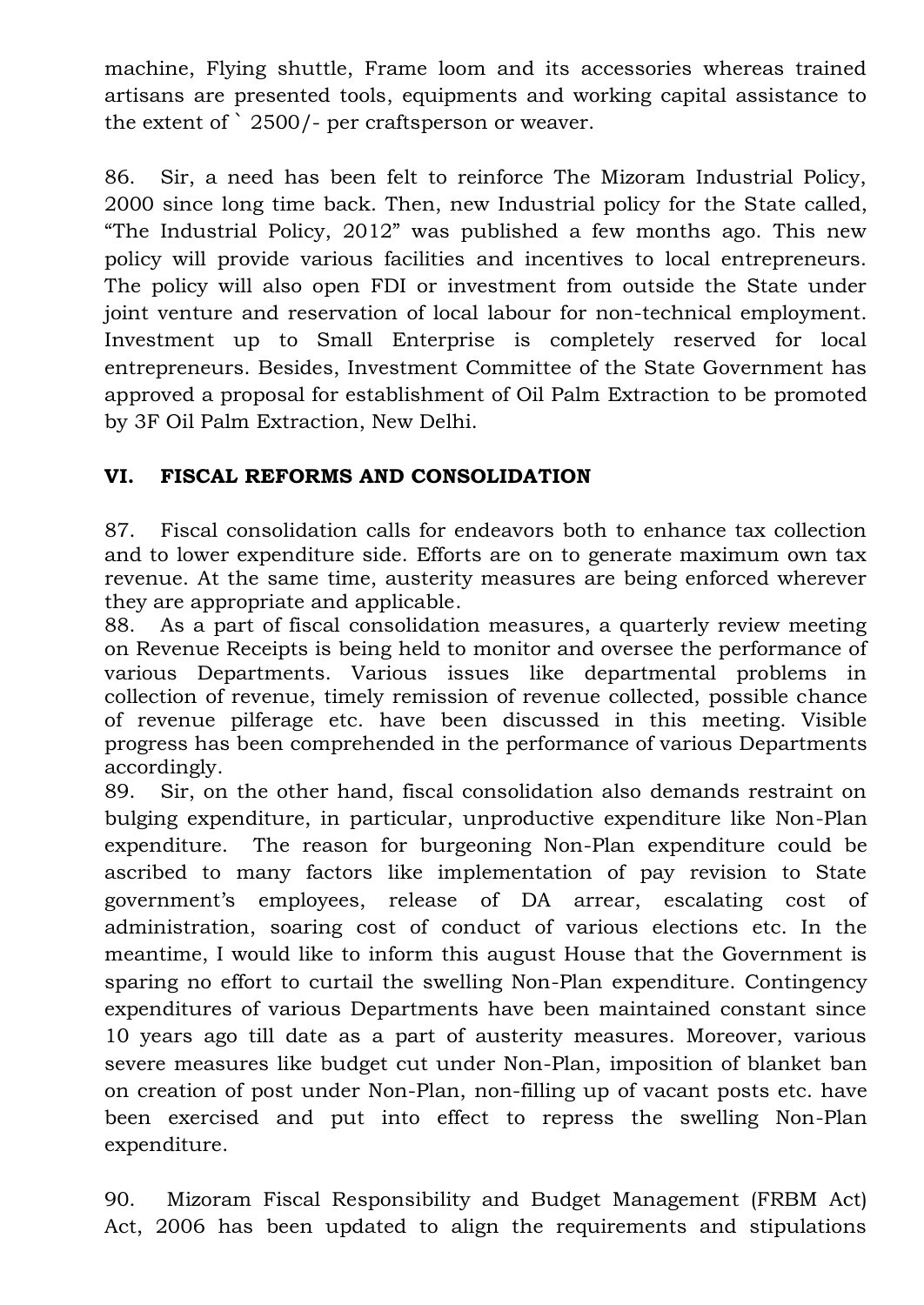machine, Flying shuttle, Frame loom and its accessories whereas trained artisans are presented tools, equipments and working capital assistance to the extent of ` 2500/- per craftsperson or weaver.

86. Sir, a need has been felt to reinforce The Mizoram Industrial Policy, 2000 since long time back. Then, new Industrial policy for the State called, "The Industrial Policy, 2012" was published a few months ago. This new policy will provide various facilities and incentives to local entrepreneurs. The policy will also open FDI or investment from outside the State under joint venture and reservation of local labour for non-technical employment. Investment up to Small Enterprise is completely reserved for local entrepreneurs. Besides, Investment Committee of the State Government has approved a proposal for establishment of Oil Palm Extraction to be promoted by 3F Oil Palm Extraction, New Delhi.

## VI. FISCAL REFORMS AND CONSOLIDATION

87. Fiscal consolidation calls for endeavors both to enhance tax collection and to lower expenditure side. Efforts are on to generate maximum own tax revenue. At the same time, austerity measures are being enforced wherever they are appropriate and applicable.

88. As a part of fiscal consolidation measures, a quarterly review meeting on Revenue Receipts is being held to monitor and oversee the performance of various Departments. Various issues like departmental problems in collection of revenue, timely remission of revenue collected, possible chance of revenue pilferage etc. have been discussed in this meeting. Visible progress has been comprehended in the performance of various Departments accordingly.

89. Sir, on the other hand, fiscal consolidation also demands restraint on bulging expenditure, in particular, unproductive expenditure like Non-Plan expenditure. The reason for burgeoning Non-Plan expenditure could be ascribed to many factors like implementation of pay revision to State government's employees, release of DA arrear, escalating cost of administration, soaring cost of conduct of various elections etc. In the meantime, I would like to inform this august House that the Government is sparing no effort to curtail the swelling Non-Plan expenditure. Contingency expenditures of various Departments have been maintained constant since 10 years ago till date as a part of austerity measures. Moreover, various severe measures like budget cut under Non-Plan, imposition of blanket ban on creation of post under Non-Plan, non-filling up of vacant posts etc. have been exercised and put into effect to repress the swelling Non-Plan expenditure.

90. Mizoram Fiscal Responsibility and Budget Management (FRBM Act) Act, 2006 has been updated to align the requirements and stipulations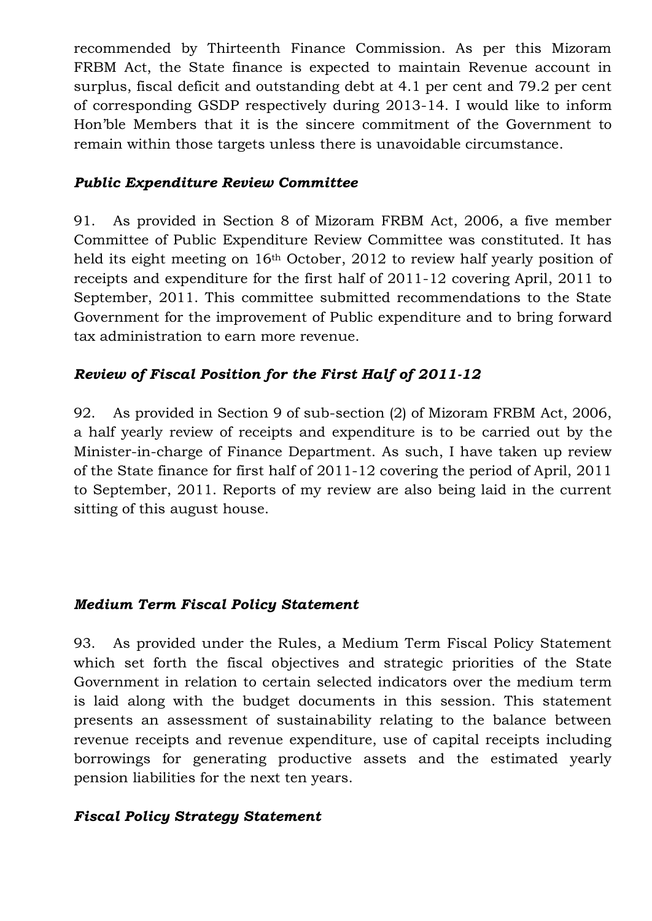recommended by Thirteenth Finance Commission. As per this Mizoram FRBM Act, the State finance is expected to maintain Revenue account in surplus, fiscal deficit and outstanding debt at 4.1 per cent and 79.2 per cent of corresponding GSDP respectively during 2013-14. I would like to inform Hon'ble Members that it is the sincere commitment of the Government to remain within those targets unless there is unavoidable circumstance.

***Public Expenditure Review Committee***

91. As provided in Section 8 of Mizoram FRBM Act, 2006, a five member Committee of Public Expenditure Review Committee was constituted. It has held its eight meeting on 16th October, 2012 to review half yearly position of receipts and expenditure for the first half of 2011-12 covering April, 2011 to September, 2011. This committee submitted recommendations to the State Government for the improvement of Public expenditure and to bring forward tax administration to earn more revenue.

***Review of Fiscal Position for the First Half of 2011-12***

92. As provided in Section 9 of sub-section (2) of Mizoram FRBM Act, 2006, a half yearly review of receipts and expenditure is to be carried out by the Minister-in-charge of Finance Department. As such, I have taken up review of the State finance for first half of 2011-12 covering the period of April, 2011 to September, 2011. Reports of my review are also being laid in the current sitting of this august house.

***Medium Term Fiscal Policy Statement***

93. As provided under the Rules, a Medium Term Fiscal Policy Statement which set forth the fiscal objectives and strategic priorities of the State Government in relation to certain selected indicators over the medium term is laid along with the budget documents in this session. This statement presents an assessment of sustainability relating to the balance between revenue receipts and revenue expenditure, use of capital receipts including borrowings for generating productive assets and the estimated yearly pension liabilities for the next ten years.

***Fiscal Policy Strategy Statement***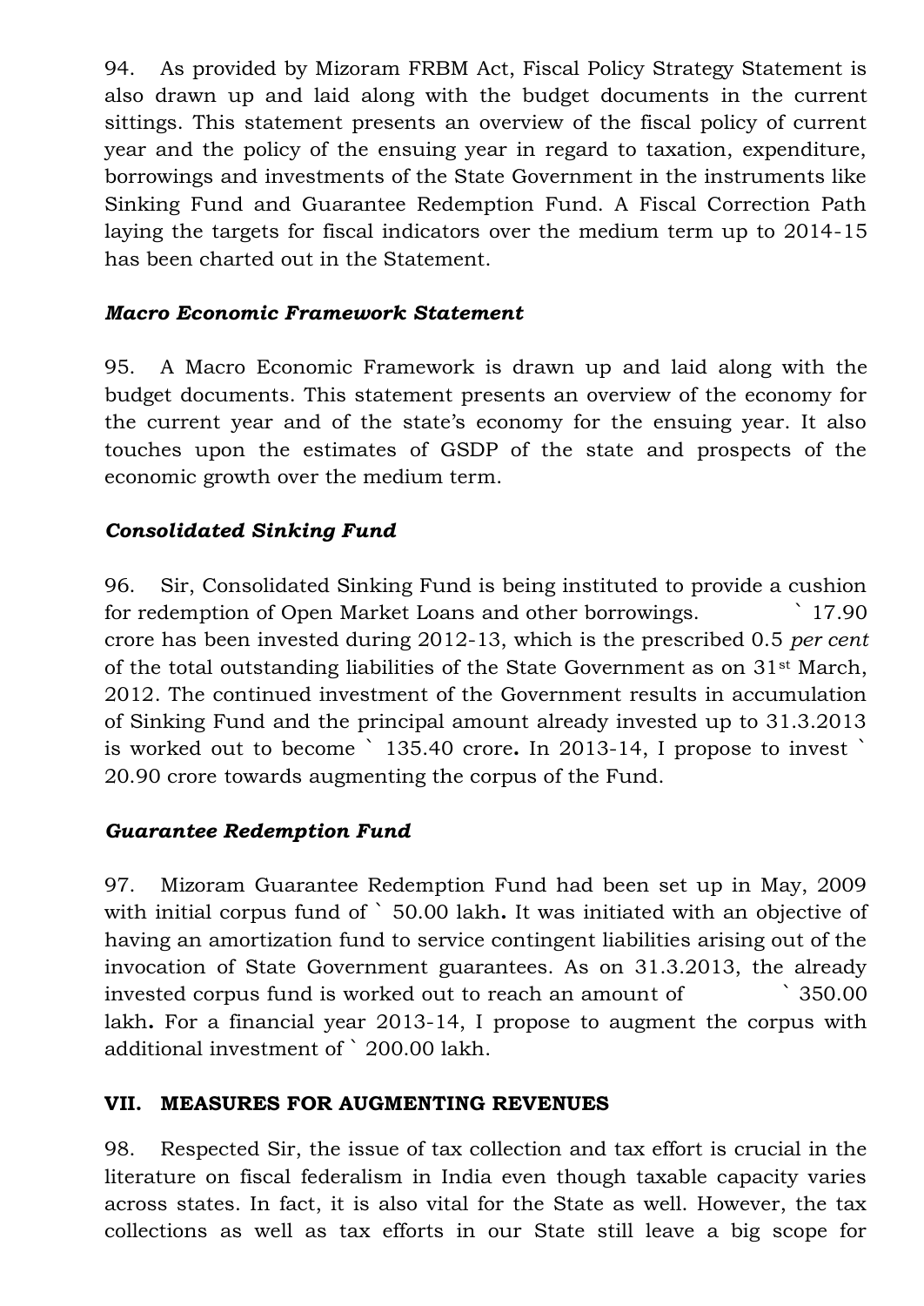94. As provided by Mizoram FRBM Act, Fiscal Policy Strategy Statement is also drawn up and laid along with the budget documents in the current sittings. This statement presents an overview of the fiscal policy of current year and the policy of the ensuing year in regard to taxation, expenditure, borrowings and investments of the State Government in the instruments like Sinking Fund and Guarantee Redemption Fund. A Fiscal Correction Path laying the targets for fiscal indicators over the medium term up to 2014-15 has been charted out in the Statement.

### *Macro Economic Framework Statement*

95. A Macro Economic Framework is drawn up and laid along with the budget documents. This statement presents an overview of the economy for the current year and of the state's economy for the ensuing year. It also touches upon the estimates of GSDP of the state and prospects of the economic growth over the medium term.

### *Consolidated Sinking Fund*

96. Sir, Consolidated Sinking Fund is being instituted to provide a cushion for redemption of Open Market Loans and other borrowings. ` 17.90 crore has been invested during 2012-13, which is the prescribed 0.5 *per cent* of the total outstanding liabilities of the State Government as on 31st March, 2012. The continued investment of the Government results in accumulation of Sinking Fund and the principal amount already invested up to 31.3.2013 is worked out to become ` 135.40 crore**.** In 2013-14, I propose to invest ` 20.90 crore towards augmenting the corpus of the Fund.

### *Guarantee Redemption Fund*

97. Mizoram Guarantee Redemption Fund had been set up in May, 2009 with initial corpus fund of ` 50.00 lakh**.** It was initiated with an objective of having an amortization fund to service contingent liabilities arising out of the invocation of State Government guarantees. As on 31.3.2013, the already invested corpus fund is worked out to reach an amount of ` 350.00 lakh**.** For a financial year 2013-14, I propose to augment the corpus with additional investment of ` 200.00 lakh.

## VII. MEASURES FOR AUGMENTING REVENUES

98. Respected Sir, the issue of tax collection and tax effort is crucial in the literature on fiscal federalism in India even though taxable capacity varies across states. In fact, it is also vital for the State as well. However, the tax collections as well as tax efforts in our State still leave a big scope for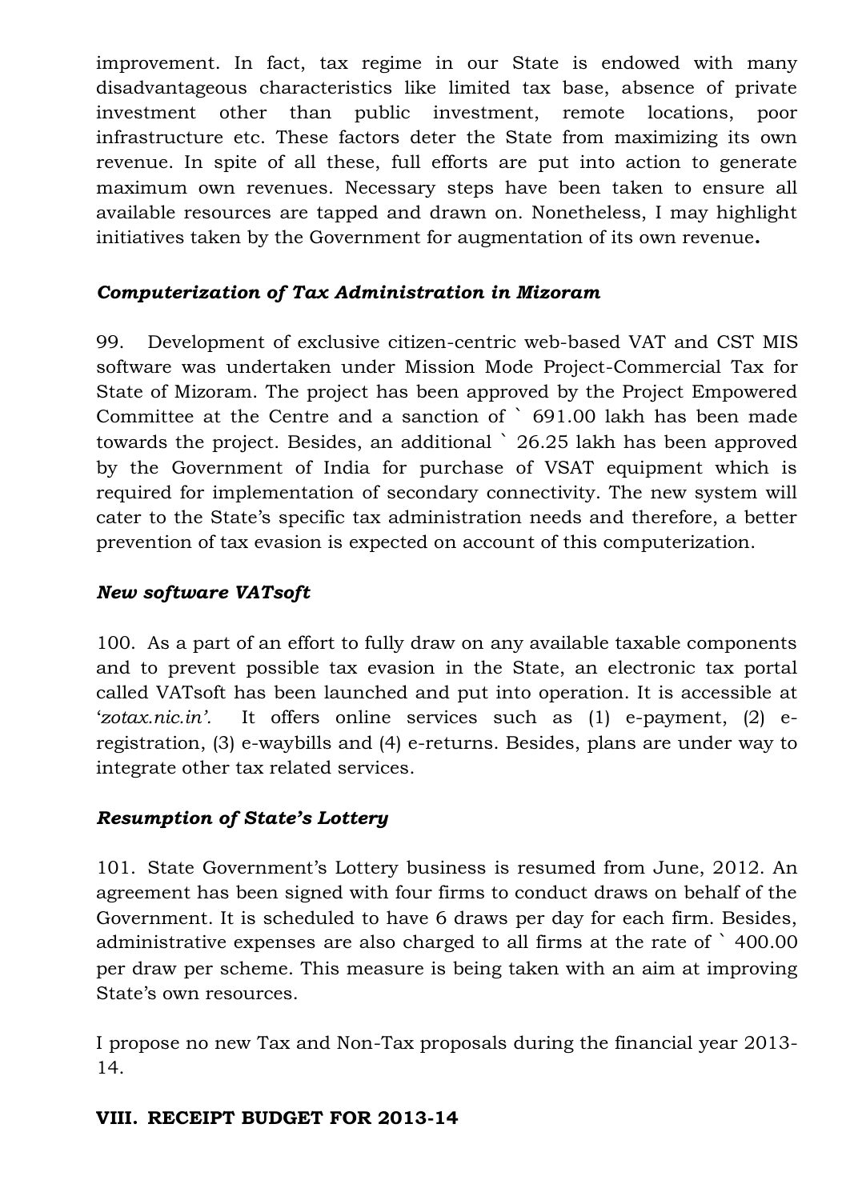improvement. In fact, tax regime in our State is endowed with many disadvantageous characteristics like limited tax base, absence of private investment other than public investment, remote locations, poor infrastructure etc. These factors deter the State from maximizing its own revenue. In spite of all these, full efforts are put into action to generate maximum own revenues. Necessary steps have been taken to ensure all available resources are tapped and drawn on. Nonetheless, I may highlight initiatives taken by the Government for augmentation of its own revenue**.**

***Computerization of Tax Administration in Mizoram***

99. Development of exclusive citizen-centric web-based VAT and CST MIS software was undertaken under Mission Mode Project-Commercial Tax for State of Mizoram. The project has been approved by the Project Empowered Committee at the Centre and a sanction of ` 691.00 lakh has been made towards the project. Besides, an additional ` 26.25 lakh has been approved by the Government of India for purchase of VSAT equipment which is required for implementation of secondary connectivity. The new system will cater to the State's specific tax administration needs and therefore, a better prevention of tax evasion is expected on account of this computerization.

***New software VATsoft***

100. As a part of an effort to fully draw on any available taxable components and to prevent possible tax evasion in the State, an electronic tax portal called VATsoft has been launched and put into operation. It is accessible at '*zotax.nic.in'*. It offers online services such as (1) e-payment, (2) e-registration, (3) e-waybills and (4) e-returns. Besides, plans are under way to integrate other tax related services.

***Resumption of State's Lottery***

101. State Government's Lottery business is resumed from June, 2012. An agreement has been signed with four firms to conduct draws on behalf of the Government. It is scheduled to have 6 draws per day for each firm. Besides, administrative expenses are also charged to all firms at the rate of ` 400.00 per draw per scheme. This measure is being taken with an aim at improving State's own resources.

I propose no new Tax and Non-Tax proposals during the financial year 2013-14.

**VIII. RECEIPT BUDGET FOR 2013-14**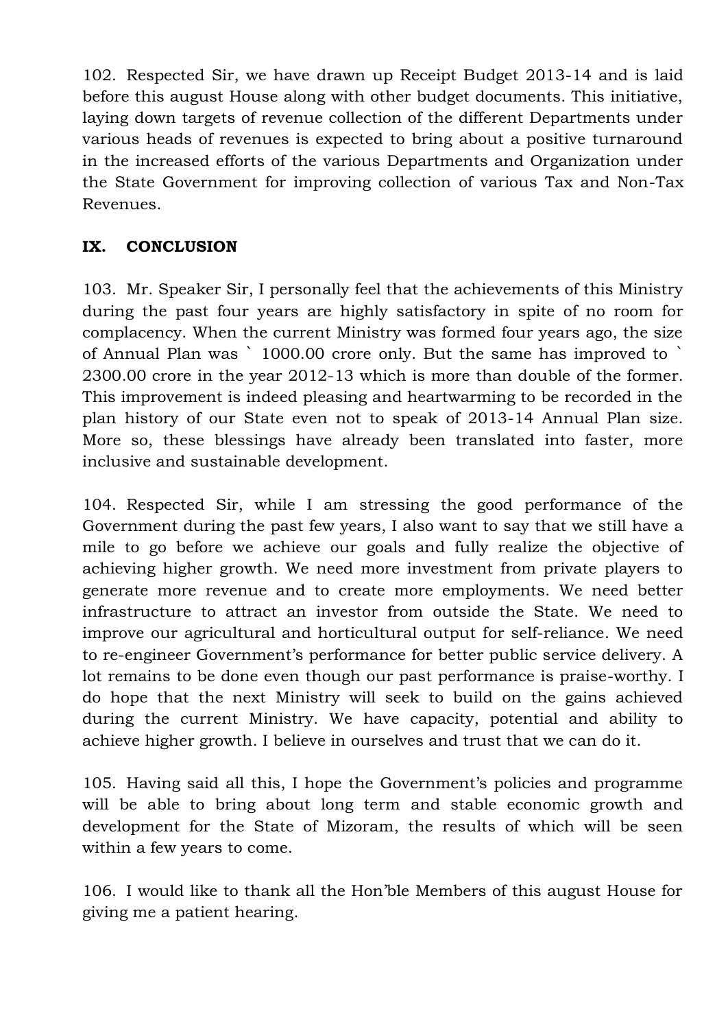102. Respected Sir, we have drawn up Receipt Budget 2013-14 and is laid before this august House along with other budget documents. This initiative, laying down targets of revenue collection of the different Departments under various heads of revenues is expected to bring about a positive turnaround in the increased efforts of the various Departments and Organization under the State Government for improving collection of various Tax and Non-Tax Revenues.

## IX. CONCLUSION

103. Mr. Speaker Sir, I personally feel that the achievements of this Ministry during the past four years are highly satisfactory in spite of no room for complacency. When the current Ministry was formed four years ago, the size of Annual Plan was ` 1000.00 crore only. But the same has improved to ` 2300.00 crore in the year 2012-13 which is more than double of the former. This improvement is indeed pleasing and heartwarming to be recorded in the plan history of our State even not to speak of 2013-14 Annual Plan size. More so, these blessings have already been translated into faster, more inclusive and sustainable development.

104. Respected Sir, while I am stressing the good performance of the Government during the past few years, I also want to say that we still have a mile to go before we achieve our goals and fully realize the objective of achieving higher growth. We need more investment from private players to generate more revenue and to create more employments. We need better infrastructure to attract an investor from outside the State. We need to improve our agricultural and horticultural output for self-reliance. We need to re-engineer Government's performance for better public service delivery. A lot remains to be done even though our past performance is praise-worthy. I do hope that the next Ministry will seek to build on the gains achieved during the current Ministry. We have capacity, potential and ability to achieve higher growth. I believe in ourselves and trust that we can do it.

105. Having said all this, I hope the Government's policies and programme will be able to bring about long term and stable economic growth and development for the State of Mizoram, the results of which will be seen within a few years to come.

106. I would like to thank all the Hon'ble Members of this august House for giving me a patient hearing.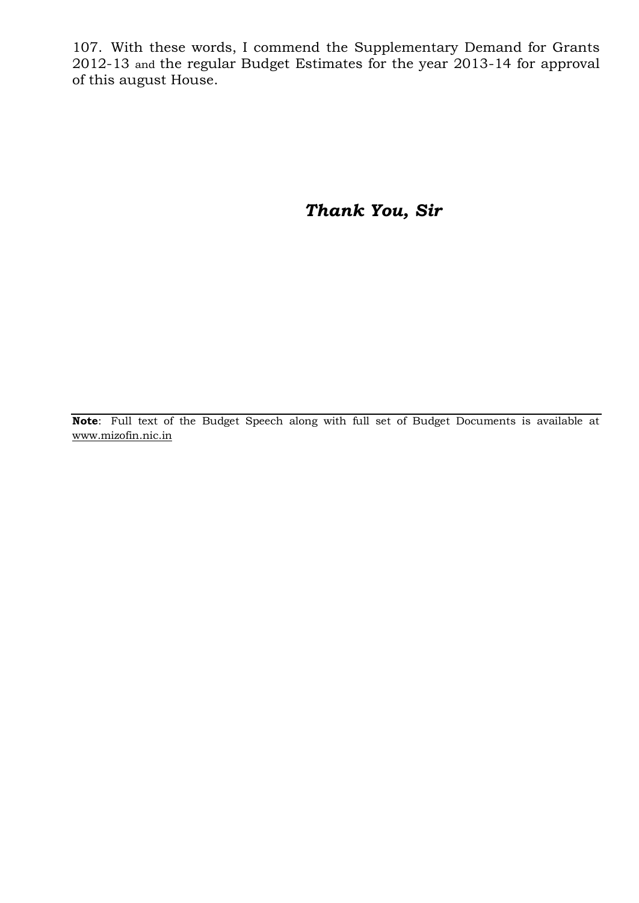107. With these words, I commend the Supplementary Demand for Grants 2012-13 and the regular Budget Estimates for the year 2013-14 for approval of this august House.

***Thank You, Sir***

---

**Note**: Full text of the Budget Speech along with full set of Budget Documents is available at www.mizofin.nic.in